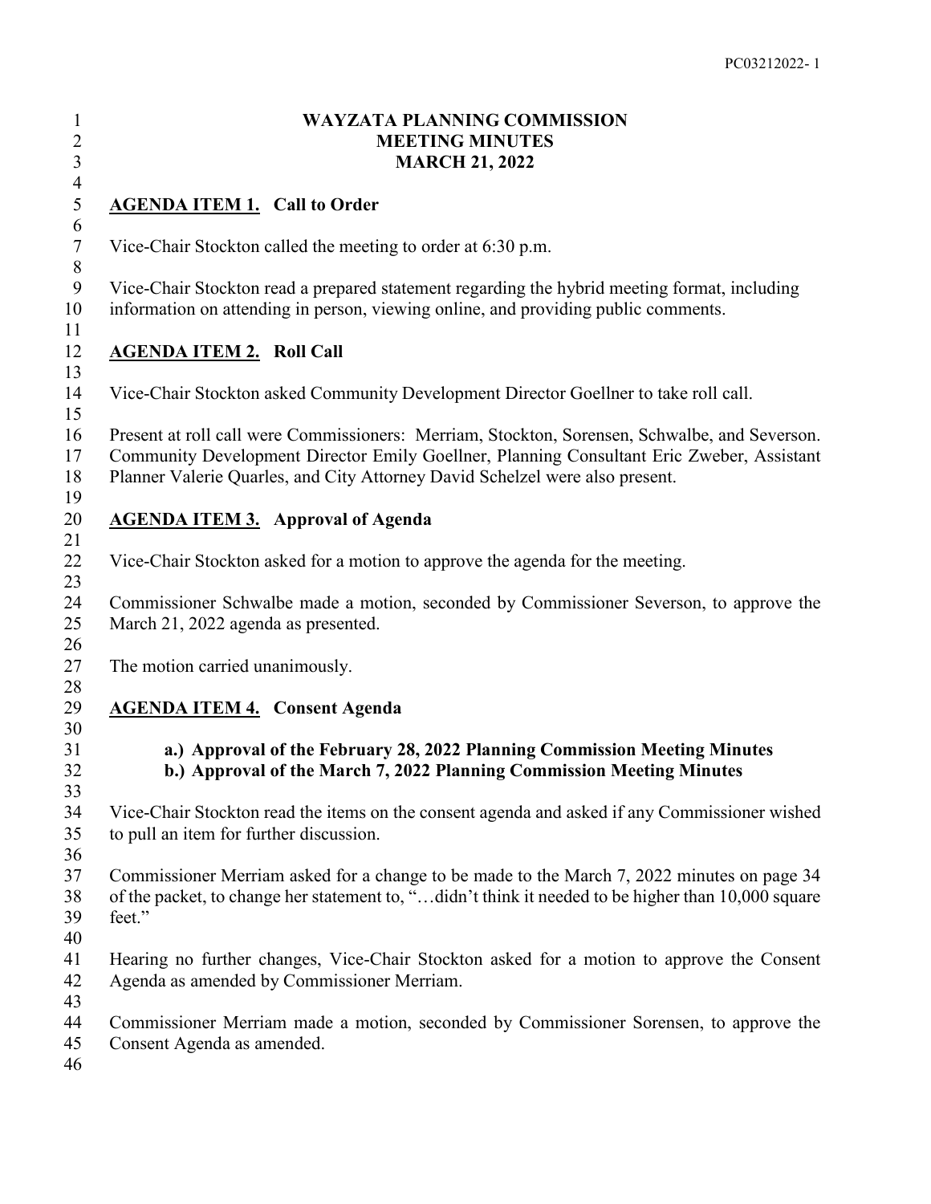# WAYZATA PLANNING COMMISSION
# MEETING MINUTES
# MARCH 21, 2022

## AGENDA ITEM 1. Call to Order

Vice-Chair Stockton called the meeting to order at 6:30 p.m.

Vice-Chair Stockton read a prepared statement regarding the hybrid meeting format, including information on attending in person, viewing online, and providing public comments.

## AGENDA ITEM 2. Roll Call

Vice-Chair Stockton asked Community Development Director Goellner to take roll call.

Present at roll call were Commissioners: Merriam, Stockton, Sorensen, Schwalbe, and Severson. Community Development Director Emily Goellner, Planning Consultant Eric Zweber, Assistant Planner Valerie Quarles, and City Attorney David Schelzel were also present.

## AGENDA ITEM 3. Approval of Agenda

Vice-Chair Stockton asked for a motion to approve the agenda for the meeting.

Commissioner Schwalbe made a motion, seconded by Commissioner Severson, to approve the March 21, 2022 agenda as presented.

The motion carried unanimously.

## AGENDA ITEM 4. Consent Agenda

**a.) Approval of the February 28, 2022 Planning Commission Meeting Minutes**
**b.) Approval of the March 7, 2022 Planning Commission Meeting Minutes**

Vice-Chair Stockton read the items on the consent agenda and asked if any Commissioner wished to pull an item for further discussion.

Commissioner Merriam asked for a change to be made to the March 7, 2022 minutes on page 34 of the packet, to change her statement to, "…didn't think it needed to be higher than 10,000 square feet."

Hearing no further changes, Vice-Chair Stockton asked for a motion to approve the Consent Agenda as amended by Commissioner Merriam.

Commissioner Merriam made a motion, seconded by Commissioner Sorensen, to approve the Consent Agenda as amended.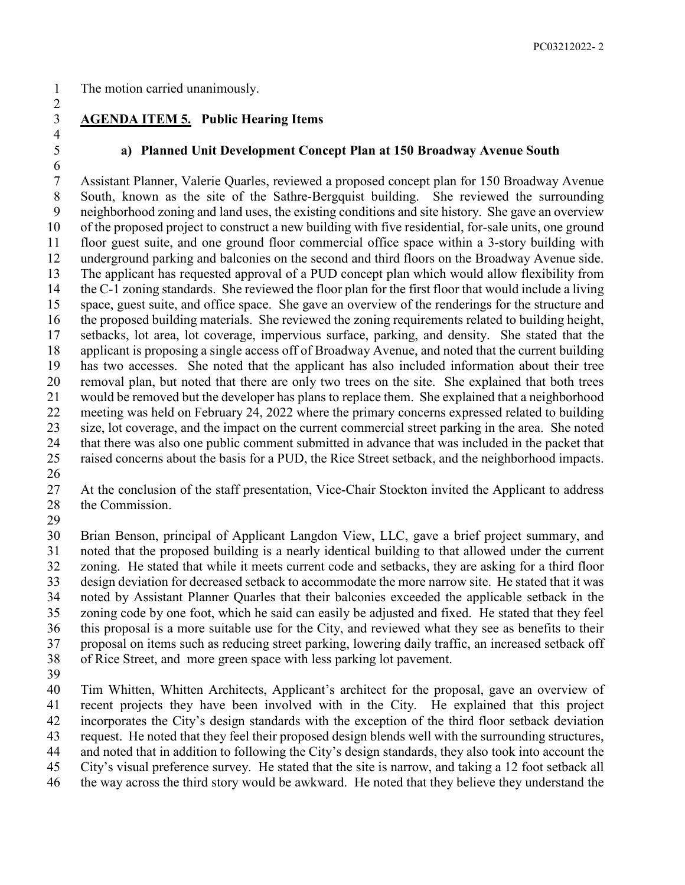The motion carried unanimously.

**AGENDA ITEM 5. Public Hearing Items**

**a) Planned Unit Development Concept Plan at 150 Broadway Avenue South**

Assistant Planner, Valerie Quarles, reviewed a proposed concept plan for 150 Broadway Avenue South, known as the site of the Sathre-Bergquist building. She reviewed the surrounding neighborhood zoning and land uses, the existing conditions and site history. She gave an overview of the proposed project to construct a new building with five residential, for-sale units, one ground floor guest suite, and one ground floor commercial office space within a 3-story building with underground parking and balconies on the second and third floors on the Broadway Avenue side. The applicant has requested approval of a PUD concept plan which would allow flexibility from the C-1 zoning standards. She reviewed the floor plan for the first floor that would include a living space, guest suite, and office space. She gave an overview of the renderings for the structure and the proposed building materials. She reviewed the zoning requirements related to building height, setbacks, lot area, lot coverage, impervious surface, parking, and density. She stated that the applicant is proposing a single access off of Broadway Avenue, and noted that the current building has two accesses. She noted that the applicant has also included information about their tree removal plan, but noted that there are only two trees on the site. She explained that both trees would be removed but the developer has plans to replace them. She explained that a neighborhood meeting was held on February 24, 2022 where the primary concerns expressed related to building size, lot coverage, and the impact on the current commercial street parking in the area. She noted that there was also one public comment submitted in advance that was included in the packet that raised concerns about the basis for a PUD, the Rice Street setback, and the neighborhood impacts.

At the conclusion of the staff presentation, Vice-Chair Stockton invited the Applicant to address the Commission.

Brian Benson, principal of Applicant Langdon View, LLC, gave a brief project summary, and noted that the proposed building is a nearly identical building to that allowed under the current zoning. He stated that while it meets current code and setbacks, they are asking for a third floor design deviation for decreased setback to accommodate the more narrow site. He stated that it was noted by Assistant Planner Quarles that their balconies exceeded the applicable setback in the zoning code by one foot, which he said can easily be adjusted and fixed. He stated that they feel this proposal is a more suitable use for the City, and reviewed what they see as benefits to their proposal on items such as reducing street parking, lowering daily traffic, an increased setback off of Rice Street, and more green space with less parking lot pavement.

Tim Whitten, Whitten Architects, Applicant's architect for the proposal, gave an overview of recent projects they have been involved with in the City. He explained that this project incorporates the City's design standards with the exception of the third floor setback deviation request. He noted that they feel their proposed design blends well with the surrounding structures, and noted that in addition to following the City's design standards, they also took into account the City's visual preference survey. He stated that the site is narrow, and taking a 12 foot setback all the way across the third story would be awkward. He noted that they believe they understand the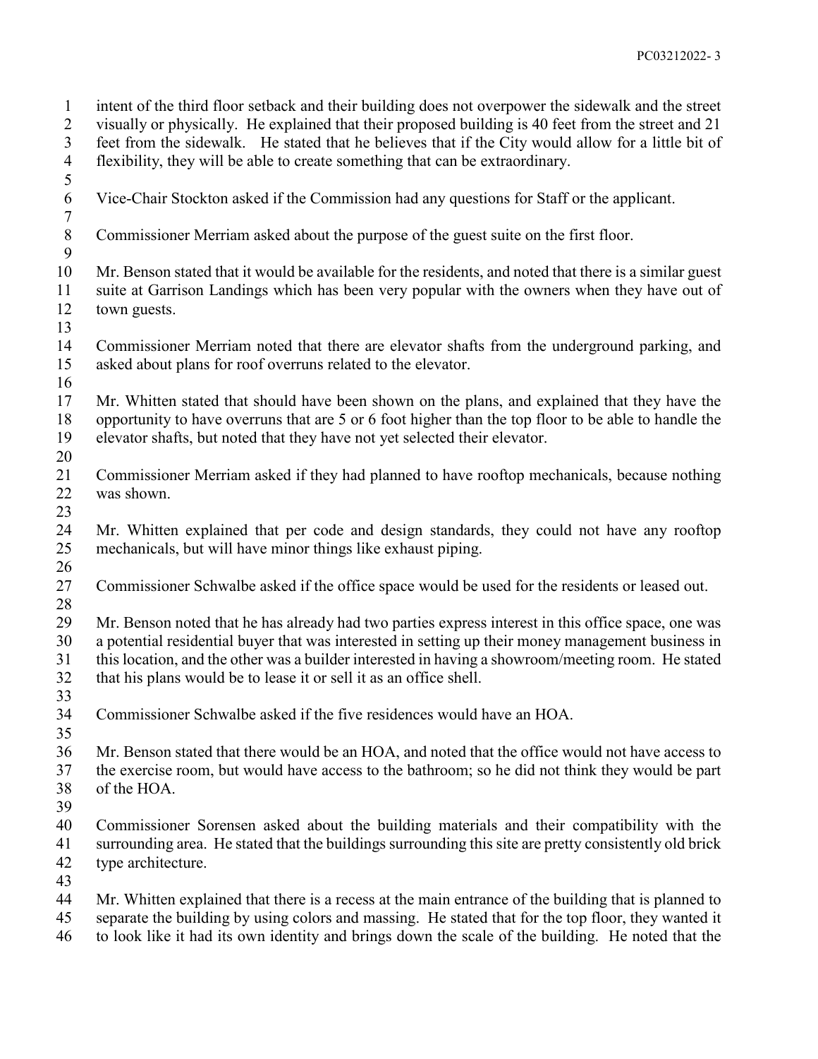intent of the third floor setback and their building does not overpower the sidewalk and the street visually or physically. He explained that their proposed building is 40 feet from the street and 21 feet from the sidewalk. He stated that he believes that if the City would allow for a little bit of flexibility, they will be able to create something that can be extraordinary.

Vice-Chair Stockton asked if the Commission had any questions for Staff or the applicant.

Commissioner Merriam asked about the purpose of the guest suite on the first floor.

Mr. Benson stated that it would be available for the residents, and noted that there is a similar guest suite at Garrison Landings which has been very popular with the owners when they have out of town guests.

Commissioner Merriam noted that there are elevator shafts from the underground parking, and asked about plans for roof overruns related to the elevator.

Mr. Whitten stated that should have been shown on the plans, and explained that they have the opportunity to have overruns that are 5 or 6 foot higher than the top floor to be able to handle the elevator shafts, but noted that they have not yet selected their elevator.

Commissioner Merriam asked if they had planned to have rooftop mechanicals, because nothing was shown.

Mr. Whitten explained that per code and design standards, they could not have any rooftop mechanicals, but will have minor things like exhaust piping.

Commissioner Schwalbe asked if the office space would be used for the residents or leased out.

Mr. Benson noted that he has already had two parties express interest in this office space, one was a potential residential buyer that was interested in setting up their money management business in this location, and the other was a builder interested in having a showroom/meeting room. He stated that his plans would be to lease it or sell it as an office shell.

Commissioner Schwalbe asked if the five residences would have an HOA.

Mr. Benson stated that there would be an HOA, and noted that the office would not have access to the exercise room, but would have access to the bathroom; so he did not think they would be part of the HOA.

Commissioner Sorensen asked about the building materials and their compatibility with the surrounding area. He stated that the buildings surrounding this site are pretty consistently old brick type architecture.

Mr. Whitten explained that there is a recess at the main entrance of the building that is planned to separate the building by using colors and massing. He stated that for the top floor, they wanted it to look like it had its own identity and brings down the scale of the building. He noted that the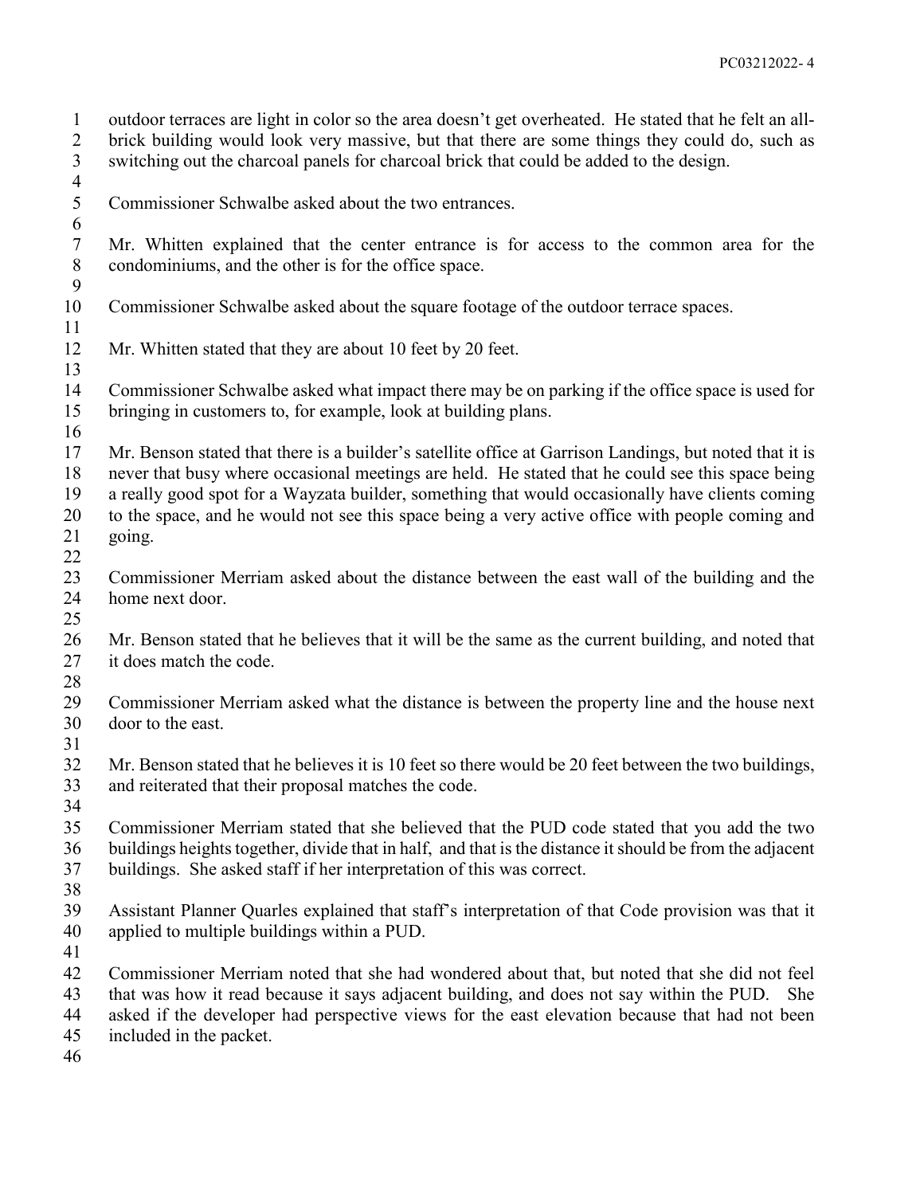outdoor terraces are light in color so the area doesn't get overheated. He stated that he felt an all-brick building would look very massive, but that there are some things they could do, such as switching out the charcoal panels for charcoal brick that could be added to the design.

Commissioner Schwalbe asked about the two entrances.

Mr. Whitten explained that the center entrance is for access to the common area for the condominiums, and the other is for the office space.

Commissioner Schwalbe asked about the square footage of the outdoor terrace spaces.

Mr. Whitten stated that they are about 10 feet by 20 feet.

Commissioner Schwalbe asked what impact there may be on parking if the office space is used for bringing in customers to, for example, look at building plans.

Mr. Benson stated that there is a builder's satellite office at Garrison Landings, but noted that it is never that busy where occasional meetings are held. He stated that he could see this space being a really good spot for a Wayzata builder, something that would occasionally have clients coming to the space, and he would not see this space being a very active office with people coming and going.

Commissioner Merriam asked about the distance between the east wall of the building and the home next door.

Mr. Benson stated that he believes that it will be the same as the current building, and noted that it does match the code.

Commissioner Merriam asked what the distance is between the property line and the house next door to the east.

Mr. Benson stated that he believes it is 10 feet so there would be 20 feet between the two buildings, and reiterated that their proposal matches the code.

Commissioner Merriam stated that she believed that the PUD code stated that you add the two buildings heights together, divide that in half, and that is the distance it should be from the adjacent buildings. She asked staff if her interpretation of this was correct.

Assistant Planner Quarles explained that staff's interpretation of that Code provision was that it applied to multiple buildings within a PUD.

Commissioner Merriam noted that she had wondered about that, but noted that she did not feel that was how it read because it says adjacent building, and does not say within the PUD. She asked if the developer had perspective views for the east elevation because that had not been included in the packet.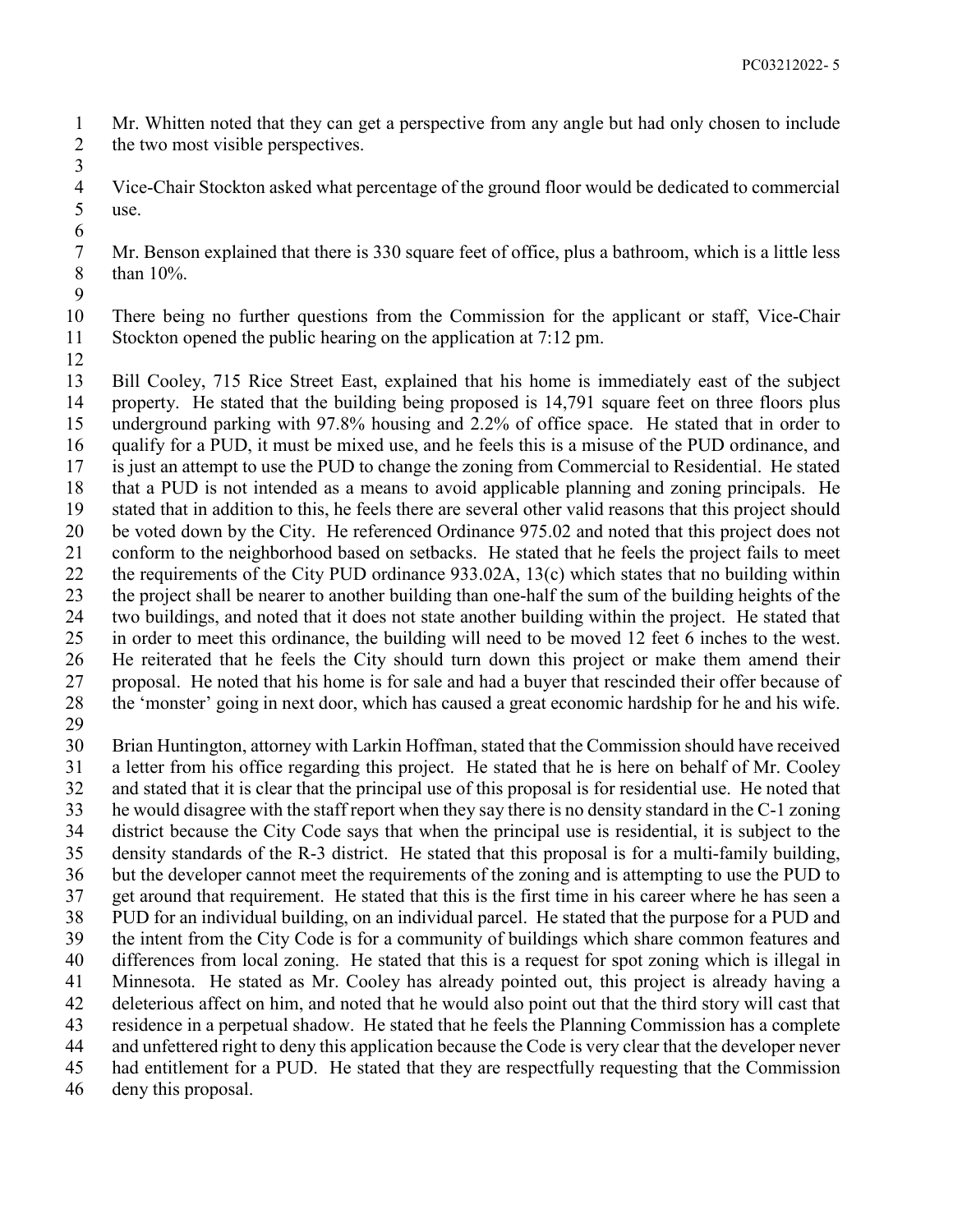Mr. Whitten noted that they can get a perspective from any angle but had only chosen to include the two most visible perspectives.

Vice-Chair Stockton asked what percentage of the ground floor would be dedicated to commercial use.

Mr. Benson explained that there is 330 square feet of office, plus a bathroom, which is a little less than 10%.

There being no further questions from the Commission for the applicant or staff, Vice-Chair Stockton opened the public hearing on the application at 7:12 pm.

Bill Cooley, 715 Rice Street East, explained that his home is immediately east of the subject property. He stated that the building being proposed is 14,791 square feet on three floors plus underground parking with 97.8% housing and 2.2% of office space. He stated that in order to qualify for a PUD, it must be mixed use, and he feels this is a misuse of the PUD ordinance, and is just an attempt to use the PUD to change the zoning from Commercial to Residential. He stated that a PUD is not intended as a means to avoid applicable planning and zoning principals. He stated that in addition to this, he feels there are several other valid reasons that this project should be voted down by the City. He referenced Ordinance 975.02 and noted that this project does not conform to the neighborhood based on setbacks. He stated that he feels the project fails to meet the requirements of the City PUD ordinance 933.02A, 13(c) which states that no building within the project shall be nearer to another building than one-half the sum of the building heights of the two buildings, and noted that it does not state another building within the project. He stated that in order to meet this ordinance, the building will need to be moved 12 feet 6 inches to the west. He reiterated that he feels the City should turn down this project or make them amend their proposal. He noted that his home is for sale and had a buyer that rescinded their offer because of the 'monster' going in next door, which has caused a great economic hardship for he and his wife.

Brian Huntington, attorney with Larkin Hoffman, stated that the Commission should have received a letter from his office regarding this project. He stated that he is here on behalf of Mr. Cooley and stated that it is clear that the principal use of this proposal is for residential use. He noted that he would disagree with the staff report when they say there is no density standard in the C-1 zoning district because the City Code says that when the principal use is residential, it is subject to the density standards of the R-3 district. He stated that this proposal is for a multi-family building, but the developer cannot meet the requirements of the zoning and is attempting to use the PUD to get around that requirement. He stated that this is the first time in his career where he has seen a PUD for an individual building, on an individual parcel. He stated that the purpose for a PUD and the intent from the City Code is for a community of buildings which share common features and differences from local zoning. He stated that this is a request for spot zoning which is illegal in Minnesota. He stated as Mr. Cooley has already pointed out, this project is already having a deleterious affect on him, and noted that he would also point out that the third story will cast that residence in a perpetual shadow. He stated that he feels the Planning Commission has a complete and unfettered right to deny this application because the Code is very clear that the developer never had entitlement for a PUD. He stated that they are respectfully requesting that the Commission deny this proposal.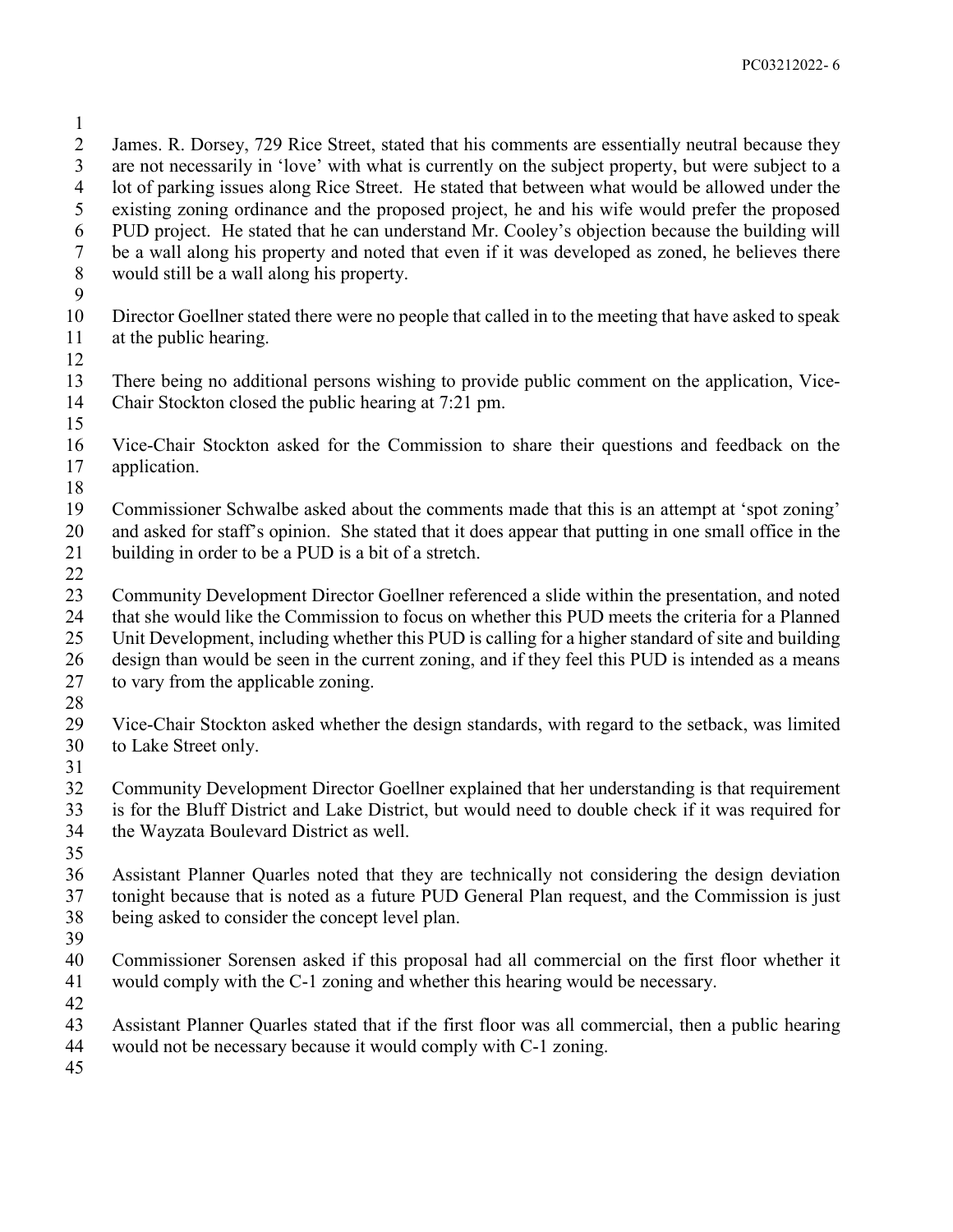James. R. Dorsey, 729 Rice Street, stated that his comments are essentially neutral because they are not necessarily in 'love' with what is currently on the subject property, but were subject to a lot of parking issues along Rice Street. He stated that between what would be allowed under the existing zoning ordinance and the proposed project, he and his wife would prefer the proposed PUD project. He stated that he can understand Mr. Cooley's objection because the building will be a wall along his property and noted that even if it was developed as zoned, he believes there would still be a wall along his property.

Director Goellner stated there were no people that called in to the meeting that have asked to speak at the public hearing.

There being no additional persons wishing to provide public comment on the application, Vice-Chair Stockton closed the public hearing at 7:21 pm.

Vice-Chair Stockton asked for the Commission to share their questions and feedback on the application.

Commissioner Schwalbe asked about the comments made that this is an attempt at 'spot zoning' and asked for staff's opinion. She stated that it does appear that putting in one small office in the building in order to be a PUD is a bit of a stretch.

Community Development Director Goellner referenced a slide within the presentation, and noted that she would like the Commission to focus on whether this PUD meets the criteria for a Planned Unit Development, including whether this PUD is calling for a higher standard of site and building design than would be seen in the current zoning, and if they feel this PUD is intended as a means to vary from the applicable zoning.

Vice-Chair Stockton asked whether the design standards, with regard to the setback, was limited to Lake Street only.

Community Development Director Goellner explained that her understanding is that requirement is for the Bluff District and Lake District, but would need to double check if it was required for the Wayzata Boulevard District as well.

Assistant Planner Quarles noted that they are technically not considering the design deviation tonight because that is noted as a future PUD General Plan request, and the Commission is just being asked to consider the concept level plan.

Commissioner Sorensen asked if this proposal had all commercial on the first floor whether it would comply with the C-1 zoning and whether this hearing would be necessary.

Assistant Planner Quarles stated that if the first floor was all commercial, then a public hearing would not be necessary because it would comply with C-1 zoning.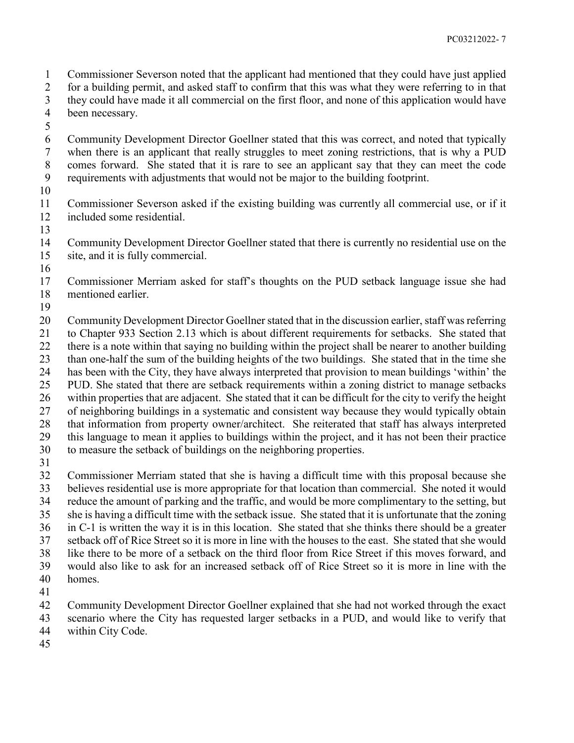Commissioner Severson noted that the applicant had mentioned that they could have just applied for a building permit, and asked staff to confirm that this was what they were referring to in that they could have made it all commercial on the first floor, and none of this application would have been necessary.

Community Development Director Goellner stated that this was correct, and noted that typically when there is an applicant that really struggles to meet zoning restrictions, that is why a PUD comes forward. She stated that it is rare to see an applicant say that they can meet the code requirements with adjustments that would not be major to the building footprint.

Commissioner Severson asked if the existing building was currently all commercial use, or if it included some residential.

Community Development Director Goellner stated that there is currently no residential use on the site, and it is fully commercial.

Commissioner Merriam asked for staff's thoughts on the PUD setback language issue she had mentioned earlier.

Community Development Director Goellner stated that in the discussion earlier, staff was referring to Chapter 933 Section 2.13 which is about different requirements for setbacks. She stated that there is a note within that saying no building within the project shall be nearer to another building than one-half the sum of the building heights of the two buildings. She stated that in the time she has been with the City, they have always interpreted that provision to mean buildings 'within' the PUD. She stated that there are setback requirements within a zoning district to manage setbacks within properties that are adjacent. She stated that it can be difficult for the city to verify the height of neighboring buildings in a systematic and consistent way because they would typically obtain that information from property owner/architect. She reiterated that staff has always interpreted this language to mean it applies to buildings within the project, and it has not been their practice to measure the setback of buildings on the neighboring properties.

Commissioner Merriam stated that she is having a difficult time with this proposal because she believes residential use is more appropriate for that location than commercial. She noted it would reduce the amount of parking and the traffic, and would be more complimentary to the setting, but she is having a difficult time with the setback issue. She stated that it is unfortunate that the zoning in C-1 is written the way it is in this location. She stated that she thinks there should be a greater setback off of Rice Street so it is more in line with the houses to the east. She stated that she would like there to be more of a setback on the third floor from Rice Street if this moves forward, and would also like to ask for an increased setback off of Rice Street so it is more in line with the homes.

Community Development Director Goellner explained that she had not worked through the exact scenario where the City has requested larger setbacks in a PUD, and would like to verify that within City Code.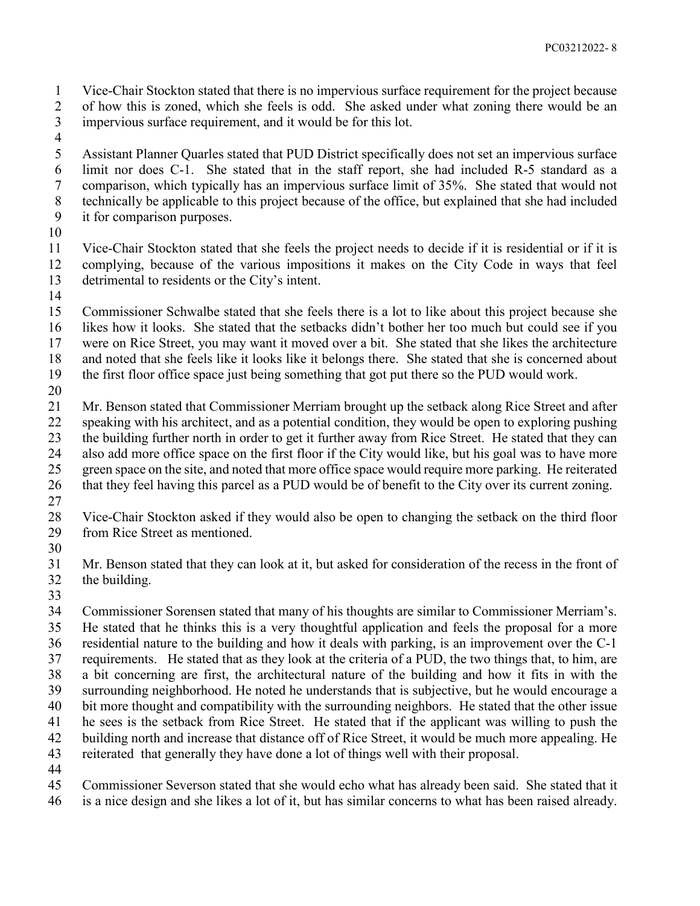Vice-Chair Stockton stated that there is no impervious surface requirement for the project because of how this is zoned, which she feels is odd. She asked under what zoning there would be an impervious surface requirement, and it would be for this lot.

Assistant Planner Quarles stated that PUD District specifically does not set an impervious surface limit nor does C-1. She stated that in the staff report, she had included R-5 standard as a comparison, which typically has an impervious surface limit of 35%. She stated that would not technically be applicable to this project because of the office, but explained that she had included it for comparison purposes.

Vice-Chair Stockton stated that she feels the project needs to decide if it is residential or if it is complying, because of the various impositions it makes on the City Code in ways that feel detrimental to residents or the City's intent.

Commissioner Schwalbe stated that she feels there is a lot to like about this project because she likes how it looks. She stated that the setbacks didn't bother her too much but could see if you were on Rice Street, you may want it moved over a bit. She stated that she likes the architecture and noted that she feels like it looks like it belongs there. She stated that she is concerned about the first floor office space just being something that got put there so the PUD would work.

Mr. Benson stated that Commissioner Merriam brought up the setback along Rice Street and after speaking with his architect, and as a potential condition, they would be open to exploring pushing the building further north in order to get it further away from Rice Street. He stated that they can also add more office space on the first floor if the City would like, but his goal was to have more green space on the site, and noted that more office space would require more parking. He reiterated that they feel having this parcel as a PUD would be of benefit to the City over its current zoning.

Vice-Chair Stockton asked if they would also be open to changing the setback on the third floor from Rice Street as mentioned.

Mr. Benson stated that they can look at it, but asked for consideration of the recess in the front of the building.

Commissioner Sorensen stated that many of his thoughts are similar to Commissioner Merriam's. He stated that he thinks this is a very thoughtful application and feels the proposal for a more residential nature to the building and how it deals with parking, is an improvement over the C-1 requirements. He stated that as they look at the criteria of a PUD, the two things that, to him, are a bit concerning are first, the architectural nature of the building and how it fits in with the surrounding neighborhood. He noted he understands that is subjective, but he would encourage a bit more thought and compatibility with the surrounding neighbors. He stated that the other issue he sees is the setback from Rice Street. He stated that if the applicant was willing to push the building north and increase that distance off of Rice Street, it would be much more appealing. He reiterated that generally they have done a lot of things well with their proposal.

Commissioner Severson stated that she would echo what has already been said. She stated that it is a nice design and she likes a lot of it, but has similar concerns to what has been raised already.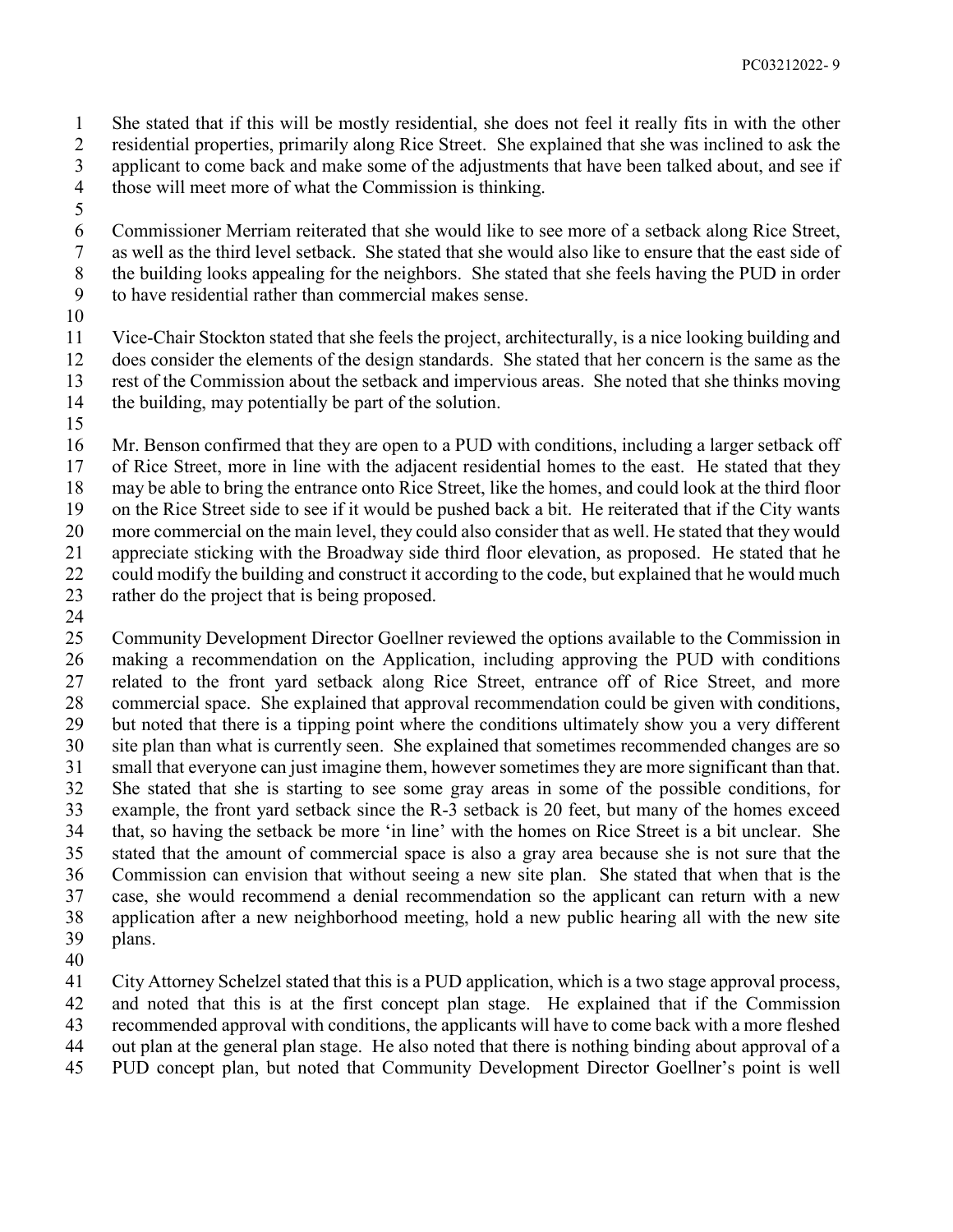She stated that if this will be mostly residential, she does not feel it really fits in with the other residential properties, primarily along Rice Street. She explained that she was inclined to ask the applicant to come back and make some of the adjustments that have been talked about, and see if those will meet more of what the Commission is thinking.

Commissioner Merriam reiterated that she would like to see more of a setback along Rice Street, as well as the third level setback. She stated that she would also like to ensure that the east side of the building looks appealing for the neighbors. She stated that she feels having the PUD in order to have residential rather than commercial makes sense.

Vice-Chair Stockton stated that she feels the project, architecturally, is a nice looking building and does consider the elements of the design standards. She stated that her concern is the same as the rest of the Commission about the setback and impervious areas. She noted that she thinks moving the building, may potentially be part of the solution.

Mr. Benson confirmed that they are open to a PUD with conditions, including a larger setback off of Rice Street, more in line with the adjacent residential homes to the east. He stated that they may be able to bring the entrance onto Rice Street, like the homes, and could look at the third floor on the Rice Street side to see if it would be pushed back a bit. He reiterated that if the City wants more commercial on the main level, they could also consider that as well. He stated that they would appreciate sticking with the Broadway side third floor elevation, as proposed. He stated that he could modify the building and construct it according to the code, but explained that he would much rather do the project that is being proposed.

Community Development Director Goellner reviewed the options available to the Commission in making a recommendation on the Application, including approving the PUD with conditions related to the front yard setback along Rice Street, entrance off of Rice Street, and more commercial space. She explained that approval recommendation could be given with conditions, but noted that there is a tipping point where the conditions ultimately show you a very different site plan than what is currently seen. She explained that sometimes recommended changes are so small that everyone can just imagine them, however sometimes they are more significant than that. She stated that she is starting to see some gray areas in some of the possible conditions, for example, the front yard setback since the R-3 setback is 20 feet, but many of the homes exceed that, so having the setback be more 'in line' with the homes on Rice Street is a bit unclear. She stated that the amount of commercial space is also a gray area because she is not sure that the Commission can envision that without seeing a new site plan. She stated that when that is the case, she would recommend a denial recommendation so the applicant can return with a new application after a new neighborhood meeting, hold a new public hearing all with the new site plans.

City Attorney Schelzel stated that this is a PUD application, which is a two stage approval process, and noted that this is at the first concept plan stage. He explained that if the Commission recommended approval with conditions, the applicants will have to come back with a more fleshed out plan at the general plan stage. He also noted that there is nothing binding about approval of a PUD concept plan, but noted that Community Development Director Goellner's point is well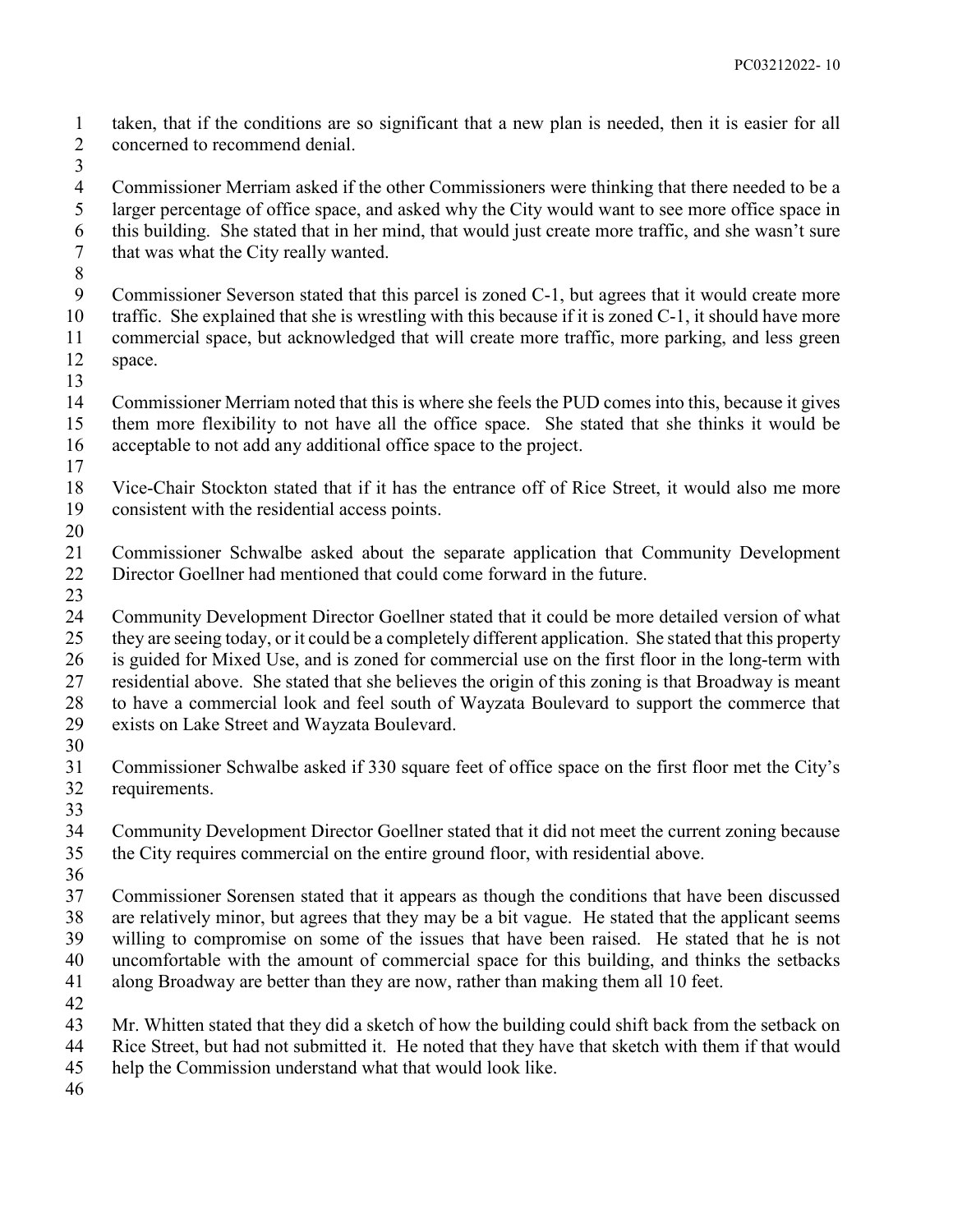taken, that if the conditions are so significant that a new plan is needed, then it is easier for all concerned to recommend denial.

Commissioner Merriam asked if the other Commissioners were thinking that there needed to be a larger percentage of office space, and asked why the City would want to see more office space in this building. She stated that in her mind, that would just create more traffic, and she wasn't sure that was what the City really wanted.

Commissioner Severson stated that this parcel is zoned C-1, but agrees that it would create more traffic. She explained that she is wrestling with this because if it is zoned C-1, it should have more commercial space, but acknowledged that will create more traffic, more parking, and less green space.

Commissioner Merriam noted that this is where she feels the PUD comes into this, because it gives them more flexibility to not have all the office space. She stated that she thinks it would be acceptable to not add any additional office space to the project.

Vice-Chair Stockton stated that if it has the entrance off of Rice Street, it would also me more consistent with the residential access points.

Commissioner Schwalbe asked about the separate application that Community Development Director Goellner had mentioned that could come forward in the future.

Community Development Director Goellner stated that it could be more detailed version of what they are seeing today, or it could be a completely different application. She stated that this property is guided for Mixed Use, and is zoned for commercial use on the first floor in the long-term with residential above. She stated that she believes the origin of this zoning is that Broadway is meant to have a commercial look and feel south of Wayzata Boulevard to support the commerce that exists on Lake Street and Wayzata Boulevard.

Commissioner Schwalbe asked if 330 square feet of office space on the first floor met the City's requirements.

Community Development Director Goellner stated that it did not meet the current zoning because the City requires commercial on the entire ground floor, with residential above.

Commissioner Sorensen stated that it appears as though the conditions that have been discussed are relatively minor, but agrees that they may be a bit vague. He stated that the applicant seems willing to compromise on some of the issues that have been raised. He stated that he is not uncomfortable with the amount of commercial space for this building, and thinks the setbacks along Broadway are better than they are now, rather than making them all 10 feet.

Mr. Whitten stated that they did a sketch of how the building could shift back from the setback on Rice Street, but had not submitted it. He noted that they have that sketch with them if that would help the Commission understand what that would look like.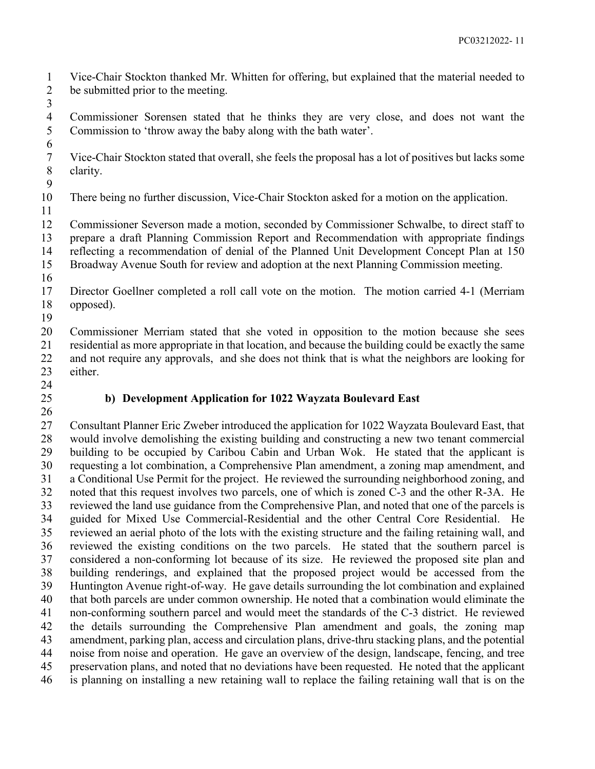Vice-Chair Stockton thanked Mr. Whitten for offering, but explained that the material needed to be submitted prior to the meeting.

Commissioner Sorensen stated that he thinks they are very close, and does not want the Commission to 'throw away the baby along with the bath water'.

Vice-Chair Stockton stated that overall, she feels the proposal has a lot of positives but lacks some clarity.

There being no further discussion, Vice-Chair Stockton asked for a motion on the application.

Commissioner Severson made a motion, seconded by Commissioner Schwalbe, to direct staff to prepare a draft Planning Commission Report and Recommendation with appropriate findings reflecting a recommendation of denial of the Planned Unit Development Concept Plan at 150 Broadway Avenue South for review and adoption at the next Planning Commission meeting.

Director Goellner completed a roll call vote on the motion. The motion carried 4-1 (Merriam opposed).

Commissioner Merriam stated that she voted in opposition to the motion because she sees residential as more appropriate in that location, and because the building could be exactly the same and not require any approvals, and she does not think that is what the neighbors are looking for either.

**b) Development Application for 1022 Wayzata Boulevard East**

Consultant Planner Eric Zweber introduced the application for 1022 Wayzata Boulevard East, that would involve demolishing the existing building and constructing a new two tenant commercial building to be occupied by Caribou Cabin and Urban Wok. He stated that the applicant is requesting a lot combination, a Comprehensive Plan amendment, a zoning map amendment, and a Conditional Use Permit for the project. He reviewed the surrounding neighborhood zoning, and noted that this request involves two parcels, one of which is zoned C-3 and the other R-3A. He reviewed the land use guidance from the Comprehensive Plan, and noted that one of the parcels is guided for Mixed Use Commercial-Residential and the other Central Core Residential. He reviewed an aerial photo of the lots with the existing structure and the failing retaining wall, and reviewed the existing conditions on the two parcels. He stated that the southern parcel is considered a non-conforming lot because of its size. He reviewed the proposed site plan and building renderings, and explained that the proposed project would be accessed from the Huntington Avenue right-of-way. He gave details surrounding the lot combination and explained that both parcels are under common ownership. He noted that a combination would eliminate the non-conforming southern parcel and would meet the standards of the C-3 district. He reviewed the details surrounding the Comprehensive Plan amendment and goals, the zoning map amendment, parking plan, access and circulation plans, drive-thru stacking plans, and the potential noise from noise and operation. He gave an overview of the design, landscape, fencing, and tree preservation plans, and noted that no deviations have been requested. He noted that the applicant is planning on installing a new retaining wall to replace the failing retaining wall that is on the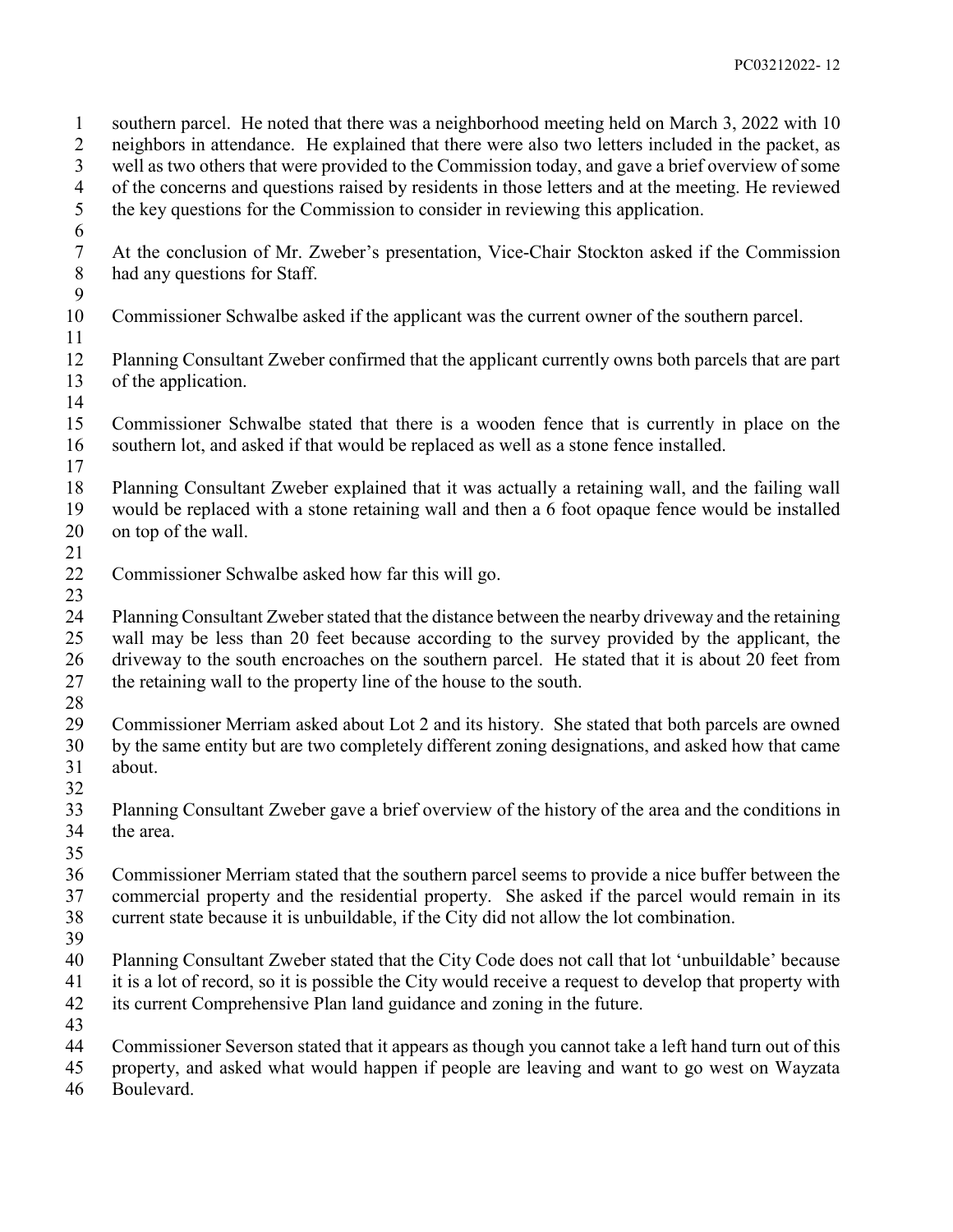southern parcel. He noted that there was a neighborhood meeting held on March 3, 2022 with 10 neighbors in attendance. He explained that there were also two letters included in the packet, as well as two others that were provided to the Commission today, and gave a brief overview of some of the concerns and questions raised by residents in those letters and at the meeting. He reviewed the key questions for the Commission to consider in reviewing this application.

At the conclusion of Mr. Zweber's presentation, Vice-Chair Stockton asked if the Commission had any questions for Staff.

Commissioner Schwalbe asked if the applicant was the current owner of the southern parcel.

Planning Consultant Zweber confirmed that the applicant currently owns both parcels that are part of the application.

Commissioner Schwalbe stated that there is a wooden fence that is currently in place on the southern lot, and asked if that would be replaced as well as a stone fence installed.

Planning Consultant Zweber explained that it was actually a retaining wall, and the failing wall would be replaced with a stone retaining wall and then a 6 foot opaque fence would be installed on top of the wall.

Commissioner Schwalbe asked how far this will go.

Planning Consultant Zweber stated that the distance between the nearby driveway and the retaining wall may be less than 20 feet because according to the survey provided by the applicant, the driveway to the south encroaches on the southern parcel. He stated that it is about 20 feet from the retaining wall to the property line of the house to the south.

Commissioner Merriam asked about Lot 2 and its history. She stated that both parcels are owned by the same entity but are two completely different zoning designations, and asked how that came about.

Planning Consultant Zweber gave a brief overview of the history of the area and the conditions in the area.

Commissioner Merriam stated that the southern parcel seems to provide a nice buffer between the commercial property and the residential property. She asked if the parcel would remain in its current state because it is unbuildable, if the City did not allow the lot combination.

Planning Consultant Zweber stated that the City Code does not call that lot 'unbuildable' because it is a lot of record, so it is possible the City would receive a request to develop that property with its current Comprehensive Plan land guidance and zoning in the future.

Commissioner Severson stated that it appears as though you cannot take a left hand turn out of this property, and asked what would happen if people are leaving and want to go west on Wayzata Boulevard.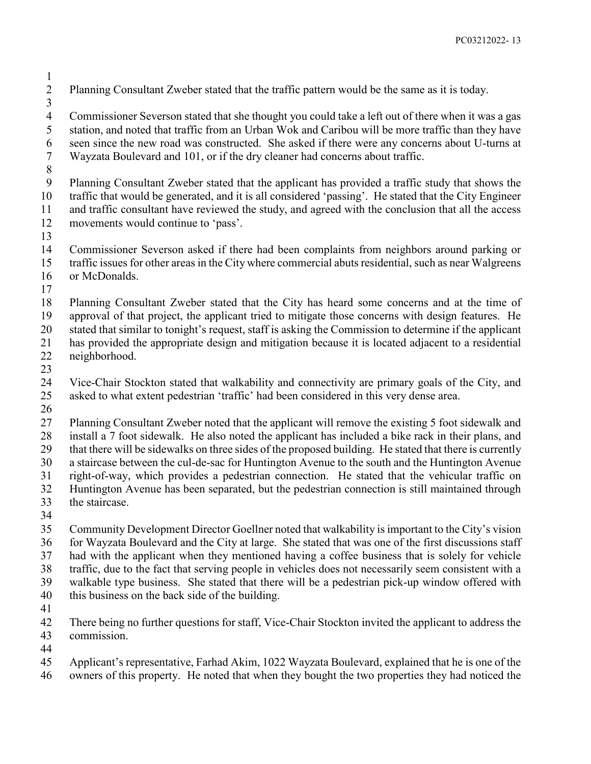Planning Consultant Zweber stated that the traffic pattern would be the same as it is today.

Commissioner Severson stated that she thought you could take a left out of there when it was a gas station, and noted that traffic from an Urban Wok and Caribou will be more traffic than they have seen since the new road was constructed. She asked if there were any concerns about U-turns at Wayzata Boulevard and 101, or if the dry cleaner had concerns about traffic.

Planning Consultant Zweber stated that the applicant has provided a traffic study that shows the traffic that would be generated, and it is all considered 'passing'. He stated that the City Engineer and traffic consultant have reviewed the study, and agreed with the conclusion that all the access movements would continue to 'pass'.

Commissioner Severson asked if there had been complaints from neighbors around parking or traffic issues for other areas in the City where commercial abuts residential, such as near Walgreens or McDonalds.

Planning Consultant Zweber stated that the City has heard some concerns and at the time of approval of that project, the applicant tried to mitigate those concerns with design features. He stated that similar to tonight's request, staff is asking the Commission to determine if the applicant has provided the appropriate design and mitigation because it is located adjacent to a residential neighborhood.

Vice-Chair Stockton stated that walkability and connectivity are primary goals of the City, and asked to what extent pedestrian 'traffic' had been considered in this very dense area.

Planning Consultant Zweber noted that the applicant will remove the existing 5 foot sidewalk and install a 7 foot sidewalk. He also noted the applicant has included a bike rack in their plans, and that there will be sidewalks on three sides of the proposed building. He stated that there is currently a staircase between the cul-de-sac for Huntington Avenue to the south and the Huntington Avenue right-of-way, which provides a pedestrian connection. He stated that the vehicular traffic on Huntington Avenue has been separated, but the pedestrian connection is still maintained through the staircase.

Community Development Director Goellner noted that walkability is important to the City's vision for Wayzata Boulevard and the City at large. She stated that was one of the first discussions staff had with the applicant when they mentioned having a coffee business that is solely for vehicle traffic, due to the fact that serving people in vehicles does not necessarily seem consistent with a walkable type business. She stated that there will be a pedestrian pick-up window offered with this business on the back side of the building.

There being no further questions for staff, Vice-Chair Stockton invited the applicant to address the commission.

Applicant's representative, Farhad Akim, 1022 Wayzata Boulevard, explained that he is one of the owners of this property. He noted that when they bought the two properties they had noticed the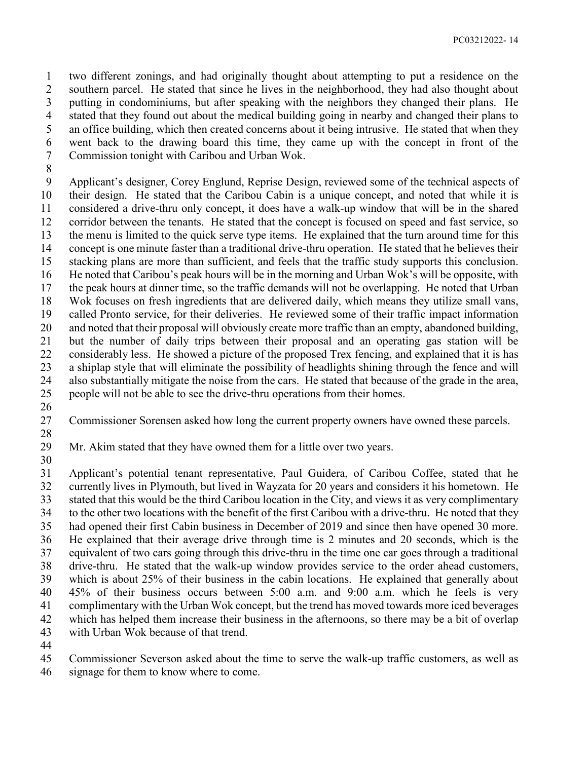two different zonings, and had originally thought about attempting to put a residence on the southern parcel. He stated that since he lives in the neighborhood, they had also thought about putting in condominiums, but after speaking with the neighbors they changed their plans. He stated that they found out about the medical building going in nearby and changed their plans to an office building, which then created concerns about it being intrusive. He stated that when they went back to the drawing board this time, they came up with the concept in front of the Commission tonight with Caribou and Urban Wok.

Applicant's designer, Corey Englund, Reprise Design, reviewed some of the technical aspects of their design. He stated that the Caribou Cabin is a unique concept, and noted that while it is considered a drive-thru only concept, it does have a walk-up window that will be in the shared corridor between the tenants. He stated that the concept is focused on speed and fast service, so the menu is limited to the quick serve type items. He explained that the turn around time for this concept is one minute faster than a traditional drive-thru operation. He stated that he believes their stacking plans are more than sufficient, and feels that the traffic study supports this conclusion. He noted that Caribou's peak hours will be in the morning and Urban Wok's will be opposite, with the peak hours at dinner time, so the traffic demands will not be overlapping. He noted that Urban Wok focuses on fresh ingredients that are delivered daily, which means they utilize small vans, called Pronto service, for their deliveries. He reviewed some of their traffic impact information and noted that their proposal will obviously create more traffic than an empty, abandoned building, but the number of daily trips between their proposal and an operating gas station will be considerably less. He showed a picture of the proposed Trex fencing, and explained that it is has a shiplap style that will eliminate the possibility of headlights shining through the fence and will also substantially mitigate the noise from the cars. He stated that because of the grade in the area, people will not be able to see the drive-thru operations from their homes.

Commissioner Sorensen asked how long the current property owners have owned these parcels.

Mr. Akim stated that they have owned them for a little over two years.

Applicant's potential tenant representative, Paul Guidera, of Caribou Coffee, stated that he currently lives in Plymouth, but lived in Wayzata for 20 years and considers it his hometown. He stated that this would be the third Caribou location in the City, and views it as very complimentary to the other two locations with the benefit of the first Caribou with a drive-thru. He noted that they had opened their first Cabin business in December of 2019 and since then have opened 30 more. He explained that their average drive through time is 2 minutes and 20 seconds, which is the equivalent of two cars going through this drive-thru in the time one car goes through a traditional drive-thru. He stated that the walk-up window provides service to the order ahead customers, which is about 25% of their business in the cabin locations. He explained that generally about 45% of their business occurs between 5:00 a.m. and 9:00 a.m. which he feels is very complimentary with the Urban Wok concept, but the trend has moved towards more iced beverages which has helped them increase their business in the afternoons, so there may be a bit of overlap with Urban Wok because of that trend.

Commissioner Severson asked about the time to serve the walk-up traffic customers, as well as signage for them to know where to come.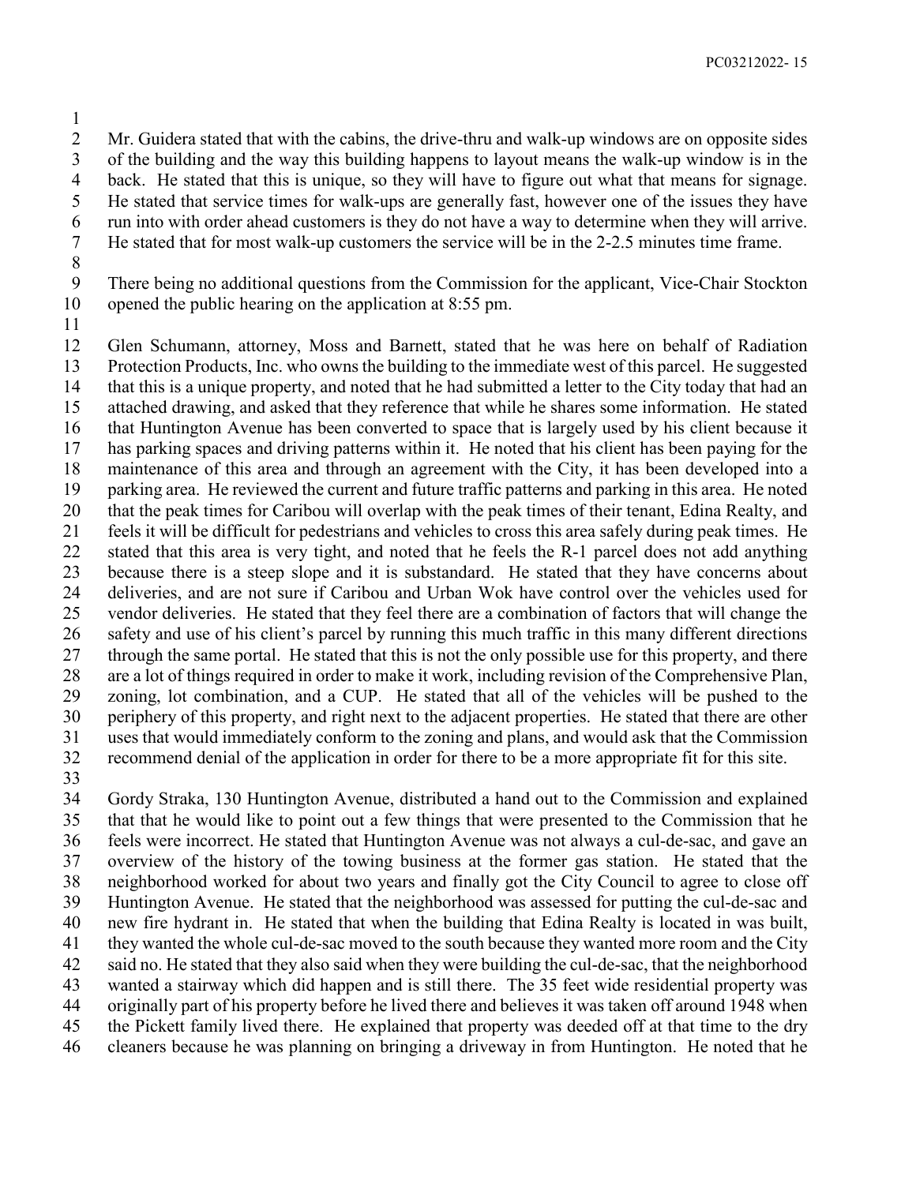Mr. Guidera stated that with the cabins, the drive-thru and walk-up windows are on opposite sides of the building and the way this building happens to layout means the walk-up window is in the back. He stated that this is unique, so they will have to figure out what that means for signage. He stated that service times for walk-ups are generally fast, however one of the issues they have run into with order ahead customers is they do not have a way to determine when they will arrive. He stated that for most walk-up customers the service will be in the 2-2.5 minutes time frame.

There being no additional questions from the Commission for the applicant, Vice-Chair Stockton opened the public hearing on the application at 8:55 pm.

Glen Schumann, attorney, Moss and Barnett, stated that he was here on behalf of Radiation Protection Products, Inc. who owns the building to the immediate west of this parcel. He suggested that this is a unique property, and noted that he had submitted a letter to the City today that had an attached drawing, and asked that they reference that while he shares some information. He stated that Huntington Avenue has been converted to space that is largely used by his client because it has parking spaces and driving patterns within it. He noted that his client has been paying for the maintenance of this area and through an agreement with the City, it has been developed into a parking area. He reviewed the current and future traffic patterns and parking in this area. He noted that the peak times for Caribou will overlap with the peak times of their tenant, Edina Realty, and feels it will be difficult for pedestrians and vehicles to cross this area safely during peak times. He stated that this area is very tight, and noted that he feels the R-1 parcel does not add anything because there is a steep slope and it is substandard. He stated that they have concerns about deliveries, and are not sure if Caribou and Urban Wok have control over the vehicles used for vendor deliveries. He stated that they feel there are a combination of factors that will change the safety and use of his client's parcel by running this much traffic in this many different directions through the same portal. He stated that this is not the only possible use for this property, and there are a lot of things required in order to make it work, including revision of the Comprehensive Plan, zoning, lot combination, and a CUP. He stated that all of the vehicles will be pushed to the periphery of this property, and right next to the adjacent properties. He stated that there are other uses that would immediately conform to the zoning and plans, and would ask that the Commission recommend denial of the application in order for there to be a more appropriate fit for this site.

Gordy Straka, 130 Huntington Avenue, distributed a hand out to the Commission and explained that that he would like to point out a few things that were presented to the Commission that he feels were incorrect. He stated that Huntington Avenue was not always a cul-de-sac, and gave an overview of the history of the towing business at the former gas station. He stated that the neighborhood worked for about two years and finally got the City Council to agree to close off Huntington Avenue. He stated that the neighborhood was assessed for putting the cul-de-sac and new fire hydrant in. He stated that when the building that Edina Realty is located in was built, they wanted the whole cul-de-sac moved to the south because they wanted more room and the City said no. He stated that they also said when they were building the cul-de-sac, that the neighborhood wanted a stairway which did happen and is still there. The 35 feet wide residential property was originally part of his property before he lived there and believes it was taken off around 1948 when the Pickett family lived there. He explained that property was deeded off at that time to the dry cleaners because he was planning on bringing a driveway in from Huntington. He noted that he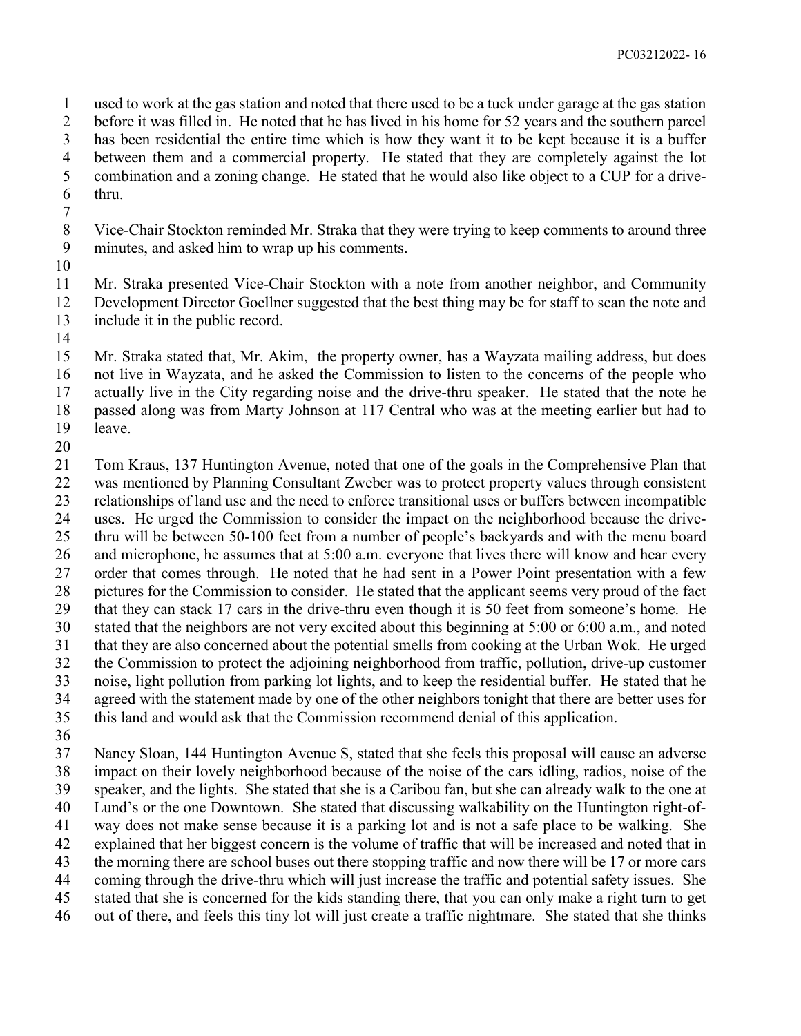used to work at the gas station and noted that there used to be a tuck under garage at the gas station before it was filled in. He noted that he has lived in his home for 52 years and the southern parcel has been residential the entire time which is how they want it to be kept because it is a buffer between them and a commercial property. He stated that they are completely against the lot combination and a zoning change. He stated that he would also like object to a CUP for a drive-thru.

Vice-Chair Stockton reminded Mr. Straka that they were trying to keep comments to around three minutes, and asked him to wrap up his comments.

Mr. Straka presented Vice-Chair Stockton with a note from another neighbor, and Community Development Director Goellner suggested that the best thing may be for staff to scan the note and include it in the public record.

Mr. Straka stated that, Mr. Akim, the property owner, has a Wayzata mailing address, but does not live in Wayzata, and he asked the Commission to listen to the concerns of the people who actually live in the City regarding noise and the drive-thru speaker. He stated that the note he passed along was from Marty Johnson at 117 Central who was at the meeting earlier but had to leave.

Tom Kraus, 137 Huntington Avenue, noted that one of the goals in the Comprehensive Plan that was mentioned by Planning Consultant Zweber was to protect property values through consistent relationships of land use and the need to enforce transitional uses or buffers between incompatible uses. He urged the Commission to consider the impact on the neighborhood because the drive-thru will be between 50-100 feet from a number of people's backyards and with the menu board and microphone, he assumes that at 5:00 a.m. everyone that lives there will know and hear every order that comes through. He noted that he had sent in a Power Point presentation with a few pictures for the Commission to consider. He stated that the applicant seems very proud of the fact that they can stack 17 cars in the drive-thru even though it is 50 feet from someone's home. He stated that the neighbors are not very excited about this beginning at 5:00 or 6:00 a.m., and noted that they are also concerned about the potential smells from cooking at the Urban Wok. He urged the Commission to protect the adjoining neighborhood from traffic, pollution, drive-up customer noise, light pollution from parking lot lights, and to keep the residential buffer. He stated that he agreed with the statement made by one of the other neighbors tonight that there are better uses for this land and would ask that the Commission recommend denial of this application.

Nancy Sloan, 144 Huntington Avenue S, stated that she feels this proposal will cause an adverse impact on their lovely neighborhood because of the noise of the cars idling, radios, noise of the speaker, and the lights. She stated that she is a Caribou fan, but she can already walk to the one at Lund's or the one Downtown. She stated that discussing walkability on the Huntington right-of-way does not make sense because it is a parking lot and is not a safe place to be walking. She explained that her biggest concern is the volume of traffic that will be increased and noted that in the morning there are school buses out there stopping traffic and now there will be 17 or more cars coming through the drive-thru which will just increase the traffic and potential safety issues. She stated that she is concerned for the kids standing there, that you can only make a right turn to get out of there, and feels this tiny lot will just create a traffic nightmare. She stated that she thinks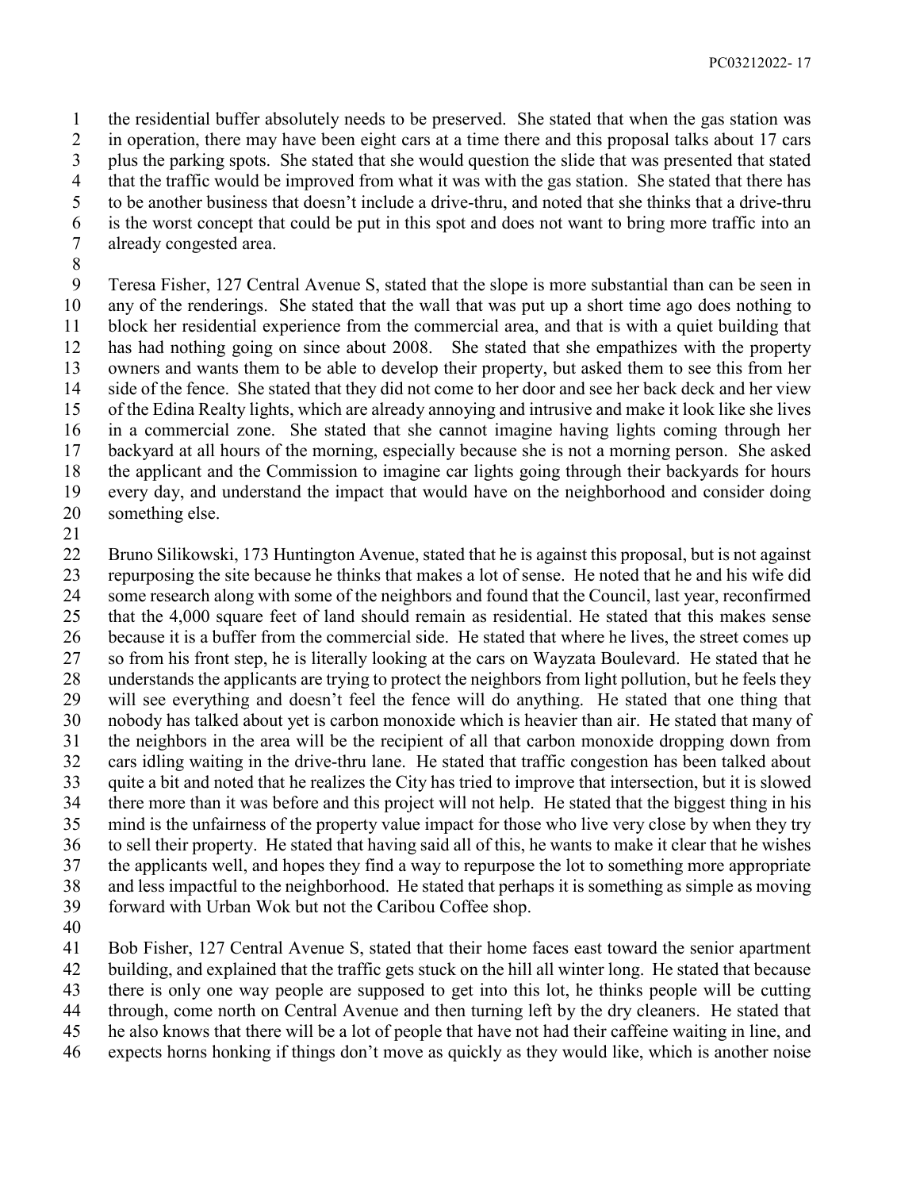the residential buffer absolutely needs to be preserved. She stated that when the gas station was in operation, there may have been eight cars at a time there and this proposal talks about 17 cars plus the parking spots. She stated that she would question the slide that was presented that stated that the traffic would be improved from what it was with the gas station. She stated that there has to be another business that doesn't include a drive-thru, and noted that she thinks that a drive-thru is the worst concept that could be put in this spot and does not want to bring more traffic into an already congested area.

Teresa Fisher, 127 Central Avenue S, stated that the slope is more substantial than can be seen in any of the renderings. She stated that the wall that was put up a short time ago does nothing to block her residential experience from the commercial area, and that is with a quiet building that has had nothing going on since about 2008. She stated that she empathizes with the property owners and wants them to be able to develop their property, but asked them to see this from her side of the fence. She stated that they did not come to her door and see her back deck and her view of the Edina Realty lights, which are already annoying and intrusive and make it look like she lives in a commercial zone. She stated that she cannot imagine having lights coming through her backyard at all hours of the morning, especially because she is not a morning person. She asked the applicant and the Commission to imagine car lights going through their backyards for hours every day, and understand the impact that would have on the neighborhood and consider doing something else.

Bruno Silikowski, 173 Huntington Avenue, stated that he is against this proposal, but is not against repurposing the site because he thinks that makes a lot of sense. He noted that he and his wife did some research along with some of the neighbors and found that the Council, last year, reconfirmed that the 4,000 square feet of land should remain as residential. He stated that this makes sense because it is a buffer from the commercial side. He stated that where he lives, the street comes up so from his front step, he is literally looking at the cars on Wayzata Boulevard. He stated that he understands the applicants are trying to protect the neighbors from light pollution, but he feels they will see everything and doesn't feel the fence will do anything. He stated that one thing that nobody has talked about yet is carbon monoxide which is heavier than air. He stated that many of the neighbors in the area will be the recipient of all that carbon monoxide dropping down from cars idling waiting in the drive-thru lane. He stated that traffic congestion has been talked about quite a bit and noted that he realizes the City has tried to improve that intersection, but it is slowed there more than it was before and this project will not help. He stated that the biggest thing in his mind is the unfairness of the property value impact for those who live very close by when they try to sell their property. He stated that having said all of this, he wants to make it clear that he wishes the applicants well, and hopes they find a way to repurpose the lot to something more appropriate and less impactful to the neighborhood. He stated that perhaps it is something as simple as moving forward with Urban Wok but not the Caribou Coffee shop.

Bob Fisher, 127 Central Avenue S, stated that their home faces east toward the senior apartment building, and explained that the traffic gets stuck on the hill all winter long. He stated that because there is only one way people are supposed to get into this lot, he thinks people will be cutting through, come north on Central Avenue and then turning left by the dry cleaners. He stated that he also knows that there will be a lot of people that have not had their caffeine waiting in line, and expects horns honking if things don't move as quickly as they would like, which is another noise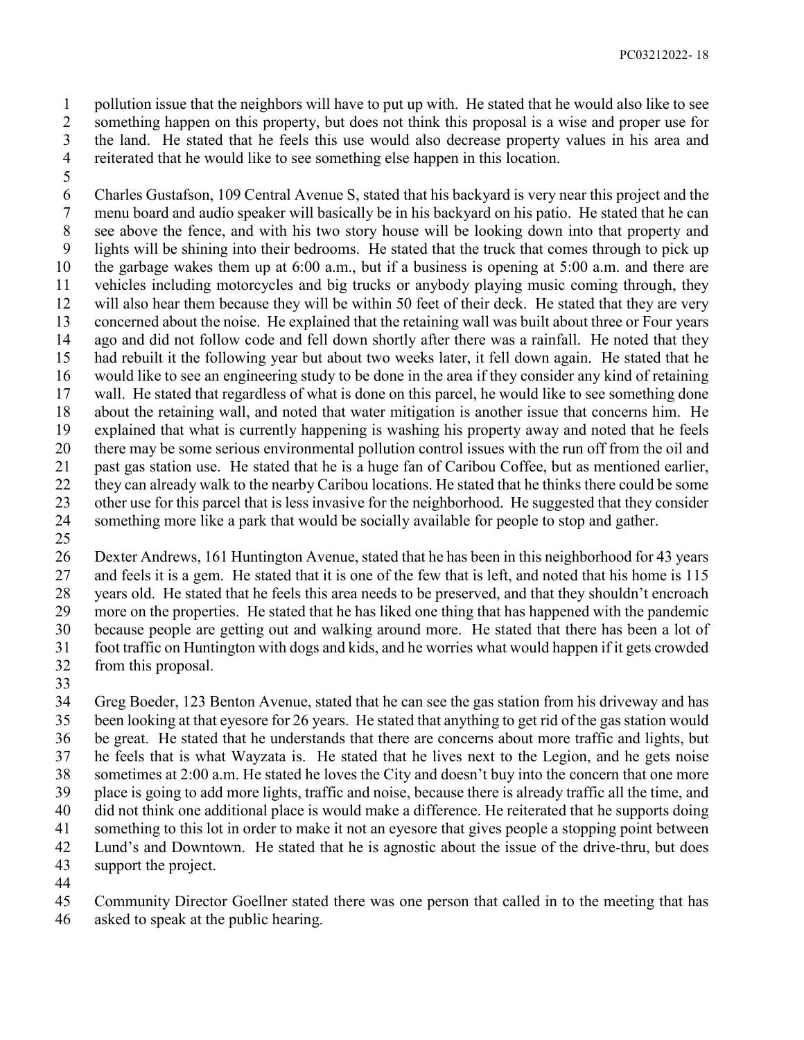pollution issue that the neighbors will have to put up with. He stated that he would also like to see something happen on this property, but does not think this proposal is a wise and proper use for the land. He stated that he feels this use would also decrease property values in his area and reiterated that he would like to see something else happen in this location.

Charles Gustafson, 109 Central Avenue S, stated that his backyard is very near this project and the menu board and audio speaker will basically be in his backyard on his patio. He stated that he can see above the fence, and with his two story house will be looking down into that property and lights will be shining into their bedrooms. He stated that the truck that comes through to pick up the garbage wakes them up at 6:00 a.m., but if a business is opening at 5:00 a.m. and there are vehicles including motorcycles and big trucks or anybody playing music coming through, they will also hear them because they will be within 50 feet of their deck. He stated that they are very concerned about the noise. He explained that the retaining wall was built about three or Four years ago and did not follow code and fell down shortly after there was a rainfall. He noted that they had rebuilt it the following year but about two weeks later, it fell down again. He stated that he would like to see an engineering study to be done in the area if they consider any kind of retaining wall. He stated that regardless of what is done on this parcel, he would like to see something done about the retaining wall, and noted that water mitigation is another issue that concerns him. He explained that what is currently happening is washing his property away and noted that he feels there may be some serious environmental pollution control issues with the run off from the oil and past gas station use. He stated that he is a huge fan of Caribou Coffee, but as mentioned earlier, they can already walk to the nearby Caribou locations. He stated that he thinks there could be some other use for this parcel that is less invasive for the neighborhood. He suggested that they consider something more like a park that would be socially available for people to stop and gather.

Dexter Andrews, 161 Huntington Avenue, stated that he has been in this neighborhood for 43 years and feels it is a gem. He stated that it is one of the few that is left, and noted that his home is 115 years old. He stated that he feels this area needs to be preserved, and that they shouldn't encroach more on the properties. He stated that he has liked one thing that has happened with the pandemic because people are getting out and walking around more. He stated that there has been a lot of foot traffic on Huntington with dogs and kids, and he worries what would happen if it gets crowded from this proposal.

Greg Boeder, 123 Benton Avenue, stated that he can see the gas station from his driveway and has been looking at that eyesore for 26 years. He stated that anything to get rid of the gas station would be great. He stated that he understands that there are concerns about more traffic and lights, but he feels that is what Wayzata is. He stated that he lives next to the Legion, and he gets noise sometimes at 2:00 a.m. He stated he loves the City and doesn't buy into the concern that one more place is going to add more lights, traffic and noise, because there is already traffic all the time, and did not think one additional place is would make a difference. He reiterated that he supports doing something to this lot in order to make it not an eyesore that gives people a stopping point between Lund's and Downtown. He stated that he is agnostic about the issue of the drive-thru, but does support the project.

Community Director Goellner stated there was one person that called in to the meeting that has asked to speak at the public hearing.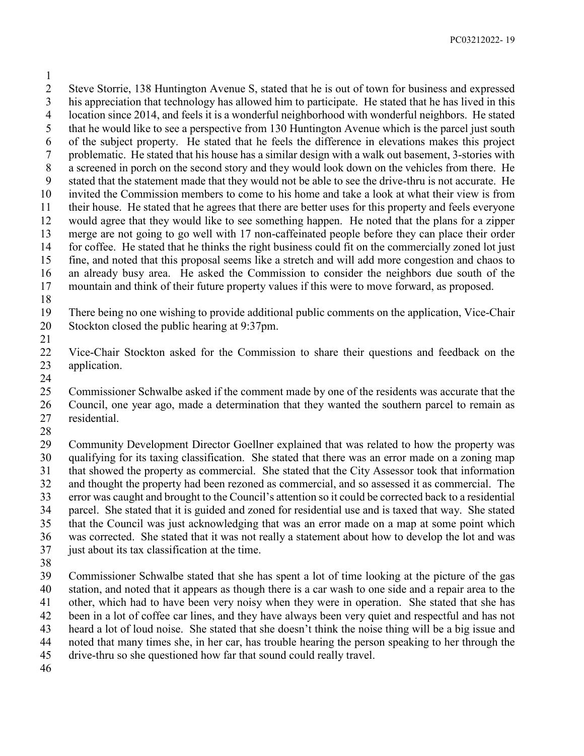Steve Storrie, 138 Huntington Avenue S, stated that he is out of town for business and expressed his appreciation that technology has allowed him to participate. He stated that he has lived in this location since 2014, and feels it is a wonderful neighborhood with wonderful neighbors. He stated that he would like to see a perspective from 130 Huntington Avenue which is the parcel just south of the subject property. He stated that he feels the difference in elevations makes this project problematic. He stated that his house has a similar design with a walk out basement, 3-stories with a screened in porch on the second story and they would look down on the vehicles from there. He stated that the statement made that they would not be able to see the drive-thru is not accurate. He invited the Commission members to come to his home and take a look at what their view is from their house. He stated that he agrees that there are better uses for this property and feels everyone would agree that they would like to see something happen. He noted that the plans for a zipper merge are not going to go well with 17 non-caffeinated people before they can place their order for coffee. He stated that he thinks the right business could fit on the commercially zoned lot just fine, and noted that this proposal seems like a stretch and will add more congestion and chaos to an already busy area. He asked the Commission to consider the neighbors due south of the mountain and think of their future property values if this were to move forward, as proposed.

There being no one wishing to provide additional public comments on the application, Vice-Chair Stockton closed the public hearing at 9:37pm.

Vice-Chair Stockton asked for the Commission to share their questions and feedback on the application.

Commissioner Schwalbe asked if the comment made by one of the residents was accurate that the Council, one year ago, made a determination that they wanted the southern parcel to remain as residential.

Community Development Director Goellner explained that was related to how the property was qualifying for its taxing classification. She stated that there was an error made on a zoning map that showed the property as commercial. She stated that the City Assessor took that information and thought the property had been rezoned as commercial, and so assessed it as commercial. The error was caught and brought to the Council's attention so it could be corrected back to a residential parcel. She stated that it is guided and zoned for residential use and is taxed that way. She stated that the Council was just acknowledging that was an error made on a map at some point which was corrected. She stated that it was not really a statement about how to develop the lot and was just about its tax classification at the time.

Commissioner Schwalbe stated that she has spent a lot of time looking at the picture of the gas station, and noted that it appears as though there is a car wash to one side and a repair area to the other, which had to have been very noisy when they were in operation. She stated that she has been in a lot of coffee car lines, and they have always been very quiet and respectful and has not heard a lot of loud noise. She stated that she doesn't think the noise thing will be a big issue and noted that many times she, in her car, has trouble hearing the person speaking to her through the drive-thru so she questioned how far that sound could really travel.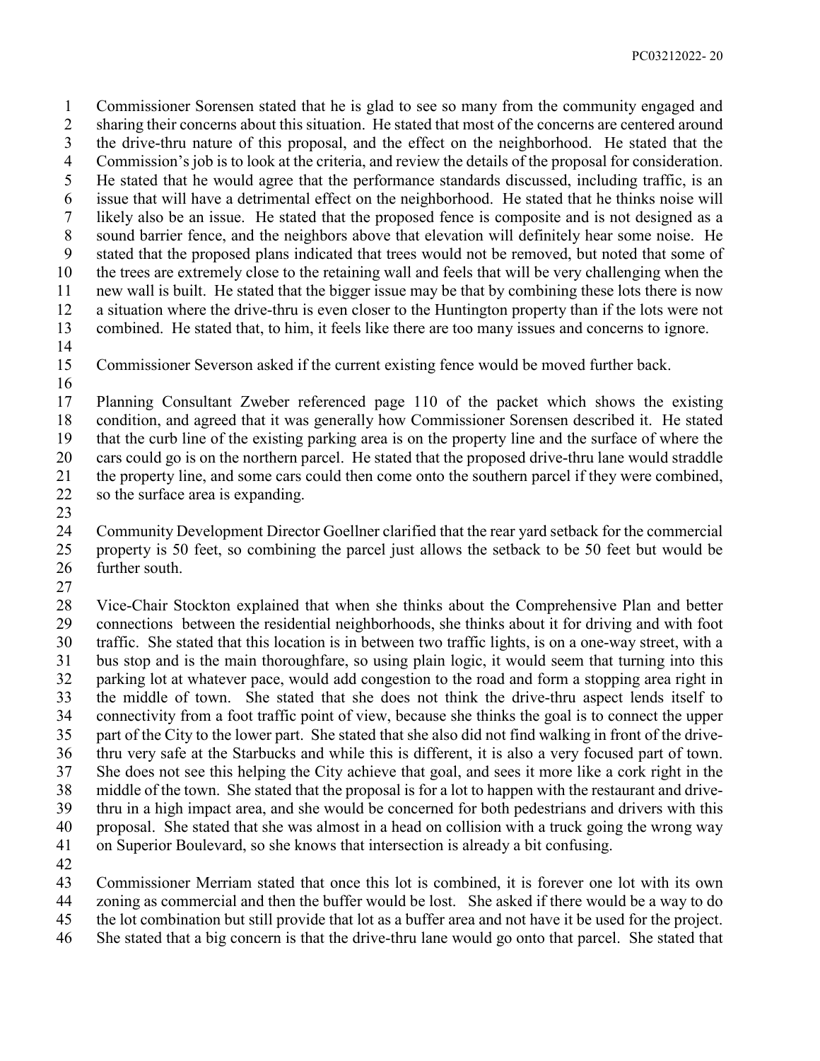Commissioner Sorensen stated that he is glad to see so many from the community engaged and sharing their concerns about this situation. He stated that most of the concerns are centered around the drive-thru nature of this proposal, and the effect on the neighborhood. He stated that the Commission's job is to look at the criteria, and review the details of the proposal for consideration. He stated that he would agree that the performance standards discussed, including traffic, is an issue that will have a detrimental effect on the neighborhood. He stated that he thinks noise will likely also be an issue. He stated that the proposed fence is composite and is not designed as a sound barrier fence, and the neighbors above that elevation will definitely hear some noise. He stated that the proposed plans indicated that trees would not be removed, but noted that some of the trees are extremely close to the retaining wall and feels that will be very challenging when the new wall is built. He stated that the bigger issue may be that by combining these lots there is now a situation where the drive-thru is even closer to the Huntington property than if the lots were not combined. He stated that, to him, it feels like there are too many issues and concerns to ignore.

Commissioner Severson asked if the current existing fence would be moved further back.

Planning Consultant Zweber referenced page 110 of the packet which shows the existing condition, and agreed that it was generally how Commissioner Sorensen described it. He stated that the curb line of the existing parking area is on the property line and the surface of where the cars could go is on the northern parcel. He stated that the proposed drive-thru lane would straddle the property line, and some cars could then come onto the southern parcel if they were combined, so the surface area is expanding.

Community Development Director Goellner clarified that the rear yard setback for the commercial property is 50 feet, so combining the parcel just allows the setback to be 50 feet but would be further south.

Vice-Chair Stockton explained that when she thinks about the Comprehensive Plan and better connections between the residential neighborhoods, she thinks about it for driving and with foot traffic. She stated that this location is in between two traffic lights, is on a one-way street, with a bus stop and is the main thoroughfare, so using plain logic, it would seem that turning into this parking lot at whatever pace, would add congestion to the road and form a stopping area right in the middle of town. She stated that she does not think the drive-thru aspect lends itself to connectivity from a foot traffic point of view, because she thinks the goal is to connect the upper part of the City to the lower part. She stated that she also did not find walking in front of the drive-thru very safe at the Starbucks and while this is different, it is also a very focused part of town. She does not see this helping the City achieve that goal, and sees it more like a cork right in the middle of the town. She stated that the proposal is for a lot to happen with the restaurant and drive-thru in a high impact area, and she would be concerned for both pedestrians and drivers with this proposal. She stated that she was almost in a head on collision with a truck going the wrong way on Superior Boulevard, so she knows that intersection is already a bit confusing.

Commissioner Merriam stated that once this lot is combined, it is forever one lot with its own zoning as commercial and then the buffer would be lost. She asked if there would be a way to do the lot combination but still provide that lot as a buffer area and not have it be used for the project. She stated that a big concern is that the drive-thru lane would go onto that parcel. She stated that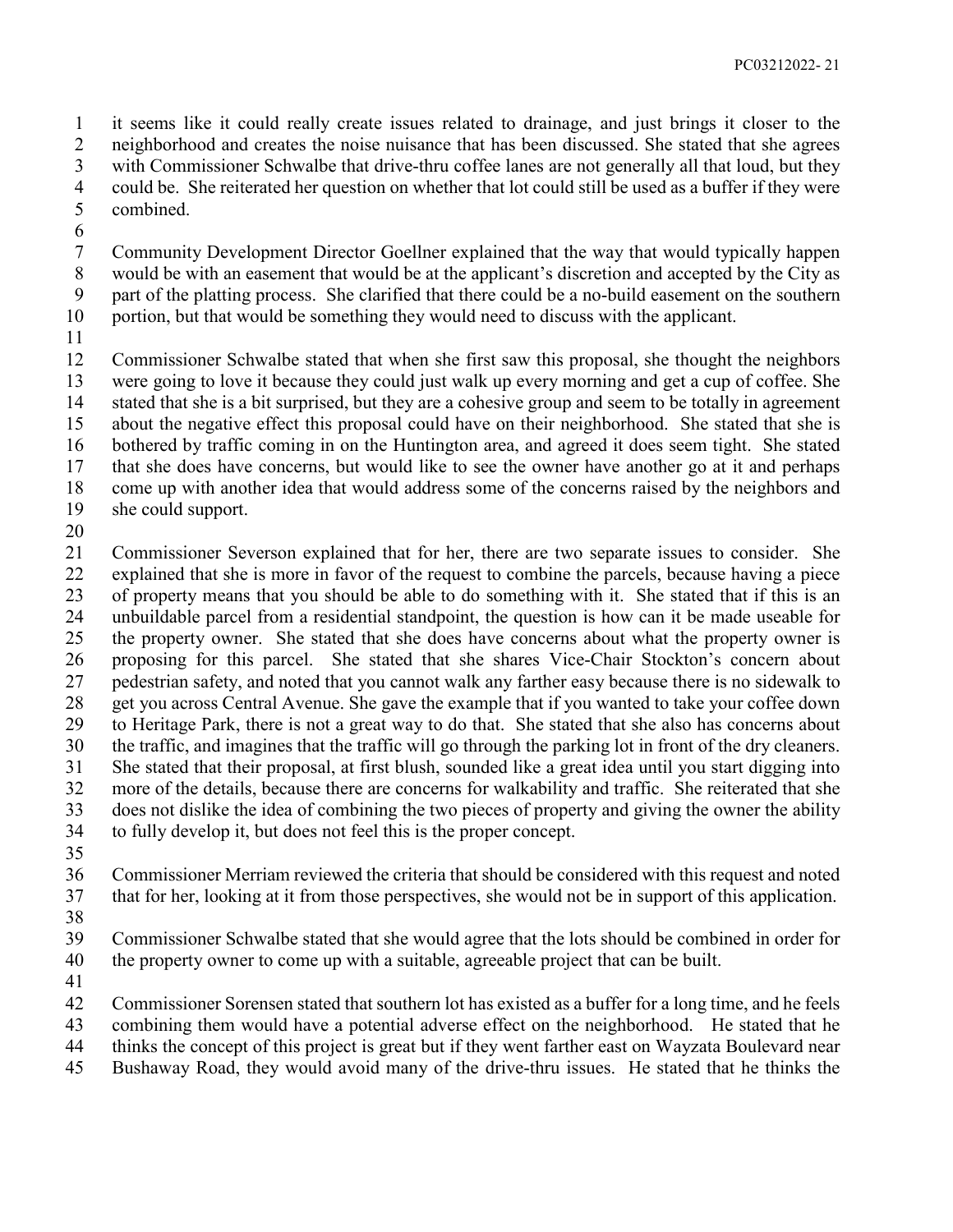it seems like it could really create issues related to drainage, and just brings it closer to the neighborhood and creates the noise nuisance that has been discussed. She stated that she agrees with Commissioner Schwalbe that drive-thru coffee lanes are not generally all that loud, but they could be. She reiterated her question on whether that lot could still be used as a buffer if they were combined.

Community Development Director Goellner explained that the way that would typically happen would be with an easement that would be at the applicant's discretion and accepted by the City as part of the platting process. She clarified that there could be a no-build easement on the southern portion, but that would be something they would need to discuss with the applicant.

Commissioner Schwalbe stated that when she first saw this proposal, she thought the neighbors were going to love it because they could just walk up every morning and get a cup of coffee. She stated that she is a bit surprised, but they are a cohesive group and seem to be totally in agreement about the negative effect this proposal could have on their neighborhood. She stated that she is bothered by traffic coming in on the Huntington area, and agreed it does seem tight. She stated that she does have concerns, but would like to see the owner have another go at it and perhaps come up with another idea that would address some of the concerns raised by the neighbors and she could support.

Commissioner Severson explained that for her, there are two separate issues to consider. She explained that she is more in favor of the request to combine the parcels, because having a piece of property means that you should be able to do something with it. She stated that if this is an unbuildable parcel from a residential standpoint, the question is how can it be made useable for the property owner. She stated that she does have concerns about what the property owner is proposing for this parcel. She stated that she shares Vice-Chair Stockton's concern about pedestrian safety, and noted that you cannot walk any farther easy because there is no sidewalk to get you across Central Avenue. She gave the example that if you wanted to take your coffee down to Heritage Park, there is not a great way to do that. She stated that she also has concerns about the traffic, and imagines that the traffic will go through the parking lot in front of the dry cleaners. She stated that their proposal, at first blush, sounded like a great idea until you start digging into more of the details, because there are concerns for walkability and traffic. She reiterated that she does not dislike the idea of combining the two pieces of property and giving the owner the ability to fully develop it, but does not feel this is the proper concept.

Commissioner Merriam reviewed the criteria that should be considered with this request and noted that for her, looking at it from those perspectives, she would not be in support of this application.

Commissioner Schwalbe stated that she would agree that the lots should be combined in order for the property owner to come up with a suitable, agreeable project that can be built.

Commissioner Sorensen stated that southern lot has existed as a buffer for a long time, and he feels combining them would have a potential adverse effect on the neighborhood. He stated that he thinks the concept of this project is great but if they went farther east on Wayzata Boulevard near Bushaway Road, they would avoid many of the drive-thru issues. He stated that he thinks the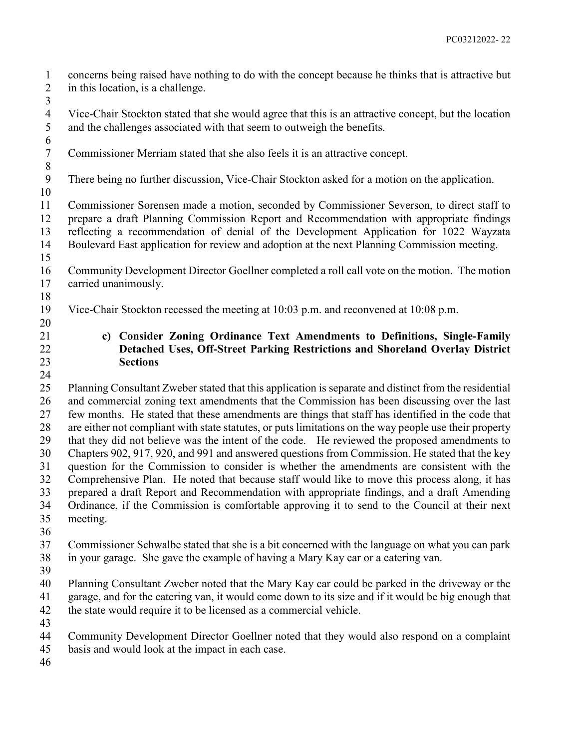concerns being raised have nothing to do with the concept because he thinks that is attractive but in this location, is a challenge.

Vice-Chair Stockton stated that she would agree that this is an attractive concept, but the location and the challenges associated with that seem to outweigh the benefits.

Commissioner Merriam stated that she also feels it is an attractive concept.

There being no further discussion, Vice-Chair Stockton asked for a motion on the application.

Commissioner Sorensen made a motion, seconded by Commissioner Severson, to direct staff to prepare a draft Planning Commission Report and Recommendation with appropriate findings reflecting a recommendation of denial of the Development Application for 1022 Wayzata Boulevard East application for review and adoption at the next Planning Commission meeting.

Community Development Director Goellner completed a roll call vote on the motion. The motion carried unanimously.

Vice-Chair Stockton recessed the meeting at 10:03 p.m. and reconvened at 10:08 p.m.

**c) Consider Zoning Ordinance Text Amendments to Definitions, Single-Family Detached Uses, Off-Street Parking Restrictions and Shoreland Overlay District Sections**

Planning Consultant Zweber stated that this application is separate and distinct from the residential and commercial zoning text amendments that the Commission has been discussing over the last few months. He stated that these amendments are things that staff has identified in the code that are either not compliant with state statutes, or puts limitations on the way people use their property that they did not believe was the intent of the code. He reviewed the proposed amendments to Chapters 902, 917, 920, and 991 and answered questions from Commission. He stated that the key question for the Commission to consider is whether the amendments are consistent with the Comprehensive Plan. He noted that because staff would like to move this process along, it has prepared a draft Report and Recommendation with appropriate findings, and a draft Amending Ordinance, if the Commission is comfortable approving it to send to the Council at their next meeting.

Commissioner Schwalbe stated that she is a bit concerned with the language on what you can park in your garage. She gave the example of having a Mary Kay car or a catering van.

Planning Consultant Zweber noted that the Mary Kay car could be parked in the driveway or the garage, and for the catering van, it would come down to its size and if it would be big enough that the state would require it to be licensed as a commercial vehicle.

Community Development Director Goellner noted that they would also respond on a complaint basis and would look at the impact in each case.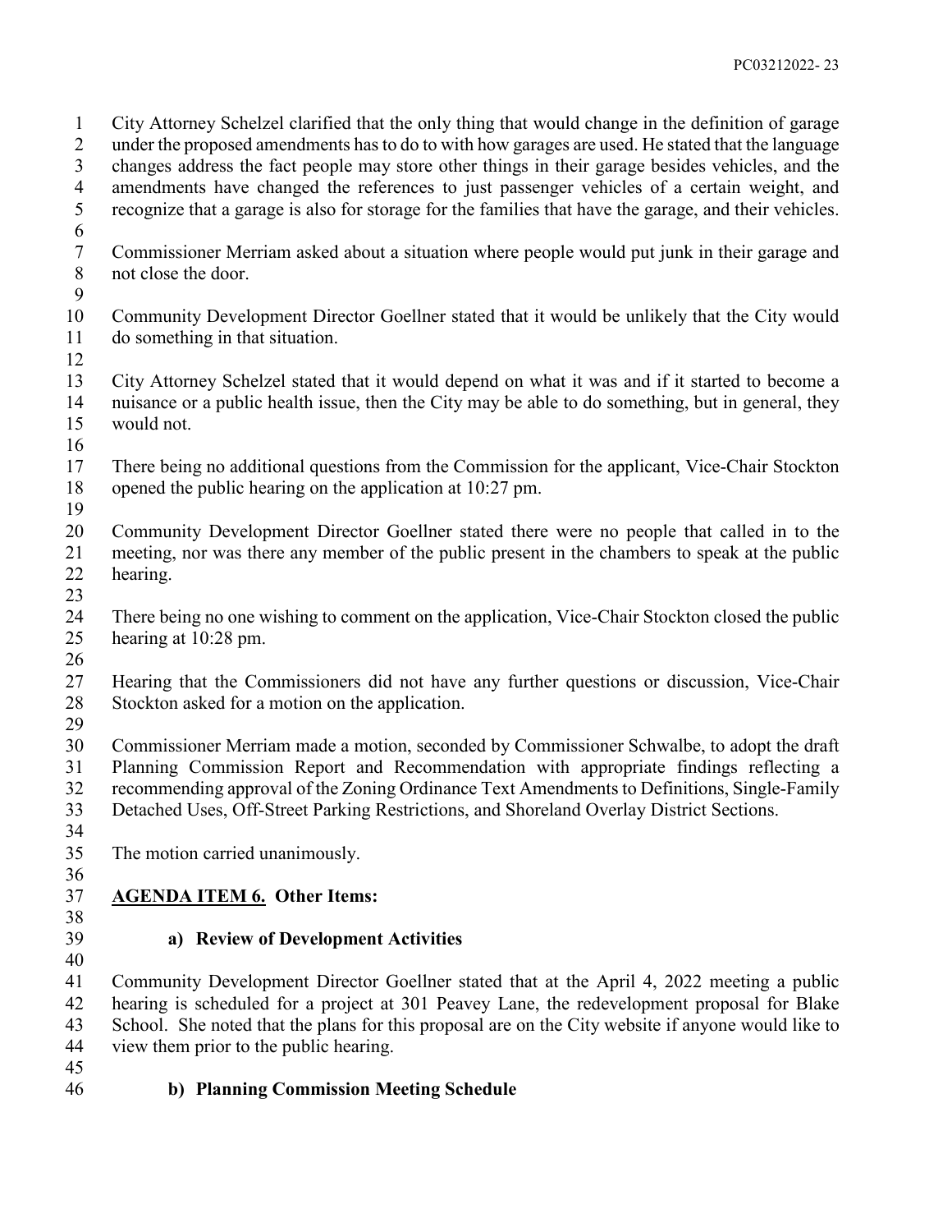City Attorney Schelzel clarified that the only thing that would change in the definition of garage under the proposed amendments has to do with how garages are used. He stated that the language changes address the fact people may store other things in their garage besides vehicles, and the amendments have changed the references to just passenger vehicles of a certain weight, and recognize that a garage is also for storage for the families that have the garage, and their vehicles.

Commissioner Merriam asked about a situation where people would put junk in their garage and not close the door.

Community Development Director Goellner stated that it would be unlikely that the City would do something in that situation.

City Attorney Schelzel stated that it would depend on what it was and if it started to become a nuisance or a public health issue, then the City may be able to do something, but in general, they would not.

There being no additional questions from the Commission for the applicant, Vice-Chair Stockton opened the public hearing on the application at 10:27 pm.

Community Development Director Goellner stated there were no people that called in to the meeting, nor was there any member of the public present in the chambers to speak at the public hearing.

There being no one wishing to comment on the application, Vice-Chair Stockton closed the public hearing at 10:28 pm.

Hearing that the Commissioners did not have any further questions or discussion, Vice-Chair Stockton asked for a motion on the application.

Commissioner Merriam made a motion, seconded by Commissioner Schwalbe, to adopt the draft Planning Commission Report and Recommendation with appropriate findings reflecting a recommending approval of the Zoning Ordinance Text Amendments to Definitions, Single-Family Detached Uses, Off-Street Parking Restrictions, and Shoreland Overlay District Sections.

The motion carried unanimously.

## AGENDA ITEM 6. Other Items:

### a) Review of Development Activities

Community Development Director Goellner stated that at the April 4, 2022 meeting a public hearing is scheduled for a project at 301 Peavey Lane, the redevelopment proposal for Blake School. She noted that the plans for this proposal are on the City website if anyone would like to view them prior to the public hearing.

### b) Planning Commission Meeting Schedule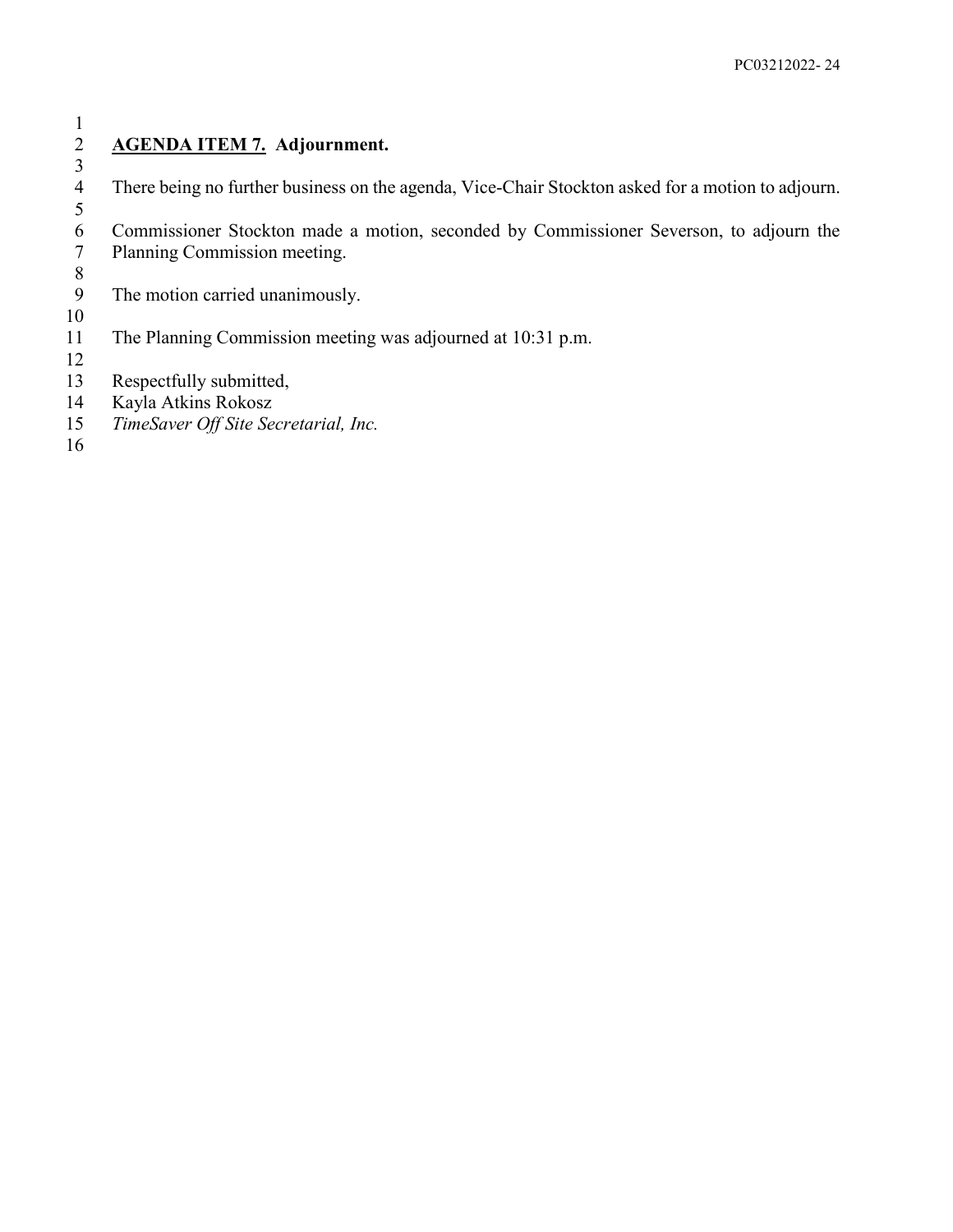**<u>AGENDA ITEM 7.</u> Adjournment.**

There being no further business on the agenda, Vice-Chair Stockton asked for a motion to adjourn.

Commissioner Stockton made a motion, seconded by Commissioner Severson, to adjourn the Planning Commission meeting.

The motion carried unanimously.

The Planning Commission meeting was adjourned at 10:31 p.m.

Respectfully submitted,
Kayla Atkins Rokosz
*TimeSaver Off Site Secretarial, Inc.*